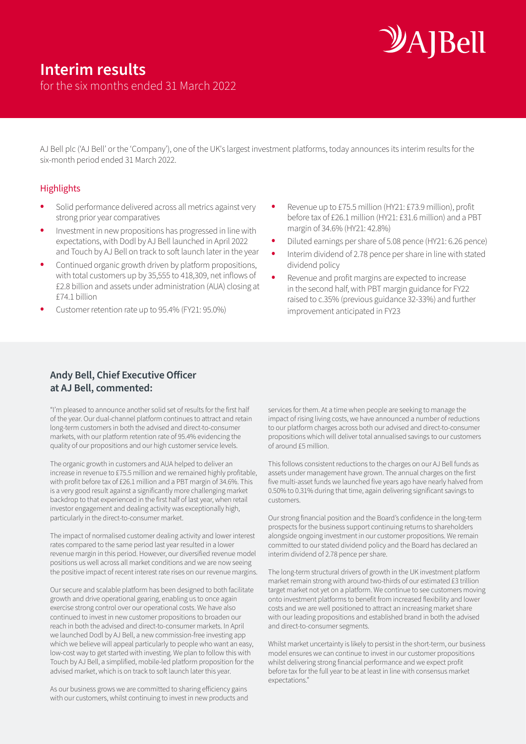# Interim results

for the six months ended 31 March 2022

AJ Bell plc ('AJ Bell' or the 'Company'), one of the UK's largest investment platforms, today announces its interim results for the six-month period ended 31 March 2022.

## Highlights

- Solid performance delivered across all metrics against very strong prior year comparatives
- Investment in new propositions has progressed in line with expectations, with Dodl by AJ Bell launched in April 2022 and Touch by AJ Bell on track to soft launch later in the year
- Continued organic growth driven by platform propositions, with total customers up by 35,555 to 418,309, net inflows of £2.8 billion and assets under administration (AUA) closing at £74.1 billion
- Customer retention rate up to 95.4% (FY21: 95.0%)
- Revenue up to £75.5 million (HY21: £73.9 million), profit before tax of £26.1 million (HY21: £31.6 million) and a PBT margin of 34.6% (HY21: 42.8%)
- Diluted earnings per share of 5.08 pence (HY21: 6.26 pence)
- Interim dividend of 2.78 pence per share in line with stated dividend policy
- Revenue and profit margins are expected to increase in the second half, with PBT margin guidance for FY22 raised to c.35% (previous guidance 32-33%) and further improvement anticipated in FY23

## Andy Bell, Chief Executive Officer at AJ Bell, commented:

"I'm pleased to announce another solid set of results for the first half of the year. Our dual-channel platform continues to attract and retain long-term customers in both the advised and direct-to-consumer markets, with our platform retention rate of 95.4% evidencing the quality of our propositions and our high customer service levels.

The organic growth in customers and AUA helped to deliver an increase in revenue to £75.5 million and we remained highly profitable, with profit before tax of £26.1 million and a PBT margin of 34.6%. This is a very good result against a significantly more challenging market backdrop to that experienced in the first half of last year, when retail investor engagement and dealing activity was exceptionally high, particularly in the direct-to-consumer market.

The impact of normalised customer dealing activity and lower interest rates compared to the same period last year resulted in a lower revenue margin in this period. However, our diversified revenue model positions us well across all market conditions and we are now seeing the positive impact of recent interest rate rises on our revenue margins.

Our secure and scalable platform has been designed to both facilitate growth and drive operational gearing, enabling us to once again exercise strong control over our operational costs. We have also continued to invest in new customer propositions to broaden our reach in both the advised and direct-to-consumer markets. In April we launched Dodl by AJ Bell, a new commission-free investing app which we believe will appeal particularly to people who want an easy, low-cost way to get started with investing. We plan to follow this with Touch by AJ Bell, a simplified, mobile-led platform proposition for the advised market, which is on track to soft launch later this year.

As our business grows we are committed to sharing efficiency gains with our customers, whilst continuing to invest in new products and services for them. At a time when people are seeking to manage the impact of rising living costs, we have announced a number of reductions to our platform charges across both our advised and direct-to-consumer propositions which will deliver total annualised savings to our customers of around £5 million.

This follows consistent reductions to the charges on our AJ Bell funds as assets under management have grown. The annual charges on the first five multi-asset funds we launched five years ago have nearly halved from 0.50% to 0.31% during that time, again delivering significant savings to customers.

Our strong financial position and the Board's confidence in the long-term prospects for the business support continuing returns to shareholders alongside ongoing investment in our customer propositions. We remain committed to our stated dividend policy and the Board has declared an interim dividend of 2.78 pence per share.

The long-term structural drivers of growth in the UK investment platform market remain strong with around two-thirds of our estimated £3 trillion target market not yet on a platform. We continue to see customers moving onto investment platforms to benefit from increased flexibility and lower costs and we are well positioned to attract an increasing market share with our leading propositions and established brand in both the advised and direct-to-consumer segments.

Whilst market uncertainty is likely to persist in the short-term, our business model ensures we can continue to invest in our customer propositions whilst delivering strong financial performance and we expect profit before tax for the full year to be at least in line with consensus market expectations."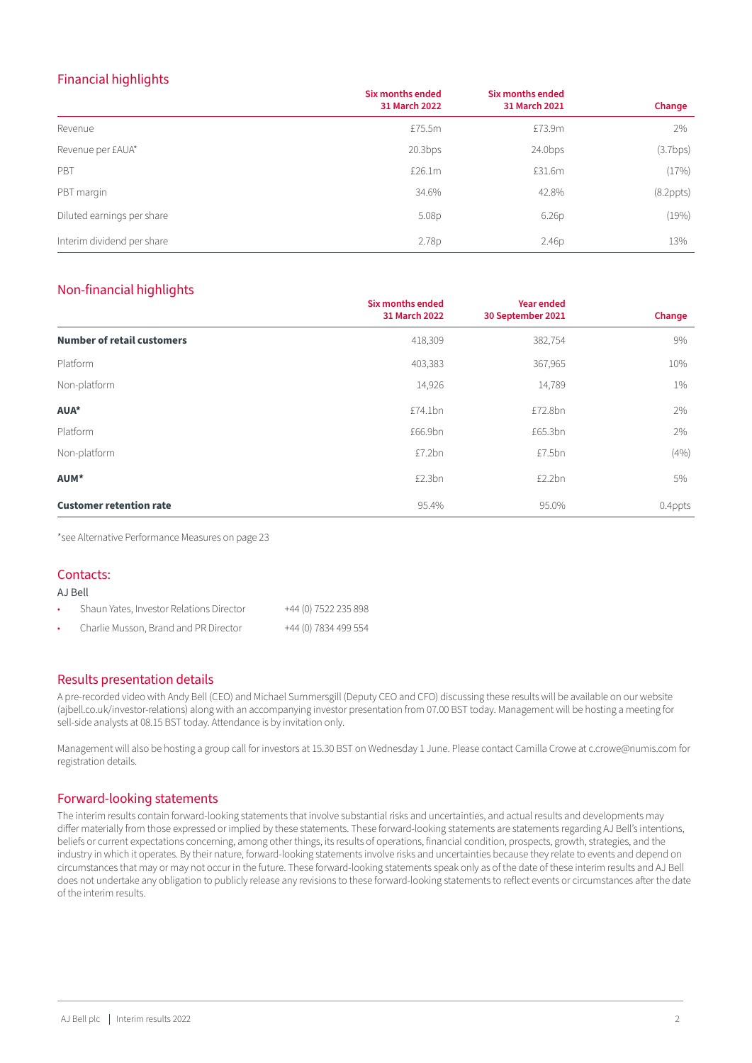## Financial highlights

| | Six months ended 31 March 2022 | Six months ended 31 March 2021 | Change |
|---|---|---|---|
| Revenue | £75.5m | £73.9m | 2% |
| Revenue per £AUA* | 20.3bps | 24.0bps | (3.7bps) |
| PBT | £26.1m | £31.6m | (17%) |
| PBT margin | 34.6% | 42.8% | (8.2ppts) |
| Diluted earnings per share | 5.08p | 6.26p | (19%) |
| Interim dividend per share | 2.78p | 2.46p | 13% |

## Non-financial highlights

| | Six months ended 31 March 2022 | Year ended 30 September 2021 | Change |
|---|---|---|---|
| **Number of retail customers** | 418,309 | 382,754 | 9% |
| Platform | 403,383 | 367,965 | 10% |
| Non-platform | 14,926 | 14,789 | 1% |
| **AUA*** | £74.1bn | £72.8bn | 2% |
| Platform | £66.9bn | £65.3bn | 2% |
| Non-platform | £7.2bn | £7.5bn | (4%) |
| **AUM*** | £2.3bn | £2.2bn | 5% |
| **Customer retention rate** | 95.4% | 95.0% | 0.4ppts |

*see Alternative Performance Measures on page 23

## Contacts:

AJ Bell

- Shaun Yates, Investor Relations Director +44 (0) 7522 235 898
- Charlie Musson, Brand and PR Director +44 (0) 7834 499 554

## Results presentation details

A pre-recorded video with Andy Bell (CEO) and Michael Summersgill (Deputy CEO and CFO) discussing these results will be available on our website (ajbell.co.uk/investor-relations) along with an accompanying investor presentation from 07.00 BST today. Management will be hosting a meeting for sell-side analysts at 08.15 BST today. Attendance is by invitation only.

Management will also be hosting a group call for investors at 15.30 BST on Wednesday 1 June. Please contact Camilla Crowe at c.crowe@numis.com for registration details.

## Forward-looking statements

The interim results contain forward-looking statements that involve substantial risks and uncertainties, and actual results and developments may differ materially from those expressed or implied by these statements. These forward-looking statements are statements regarding AJ Bell's intentions, beliefs or current expectations concerning, among other things, its results of operations, financial condition, prospects, growth, strategies, and the industry in which it operates. By their nature, forward-looking statements involve risks and uncertainties because they relate to events and depend on circumstances that may or may not occur in the future. These forward-looking statements speak only as of the date of these interim results and AJ Bell does not undertake any obligation to publicly release any revisions to these forward-looking statements to reflect events or circumstances after the date of the interim results.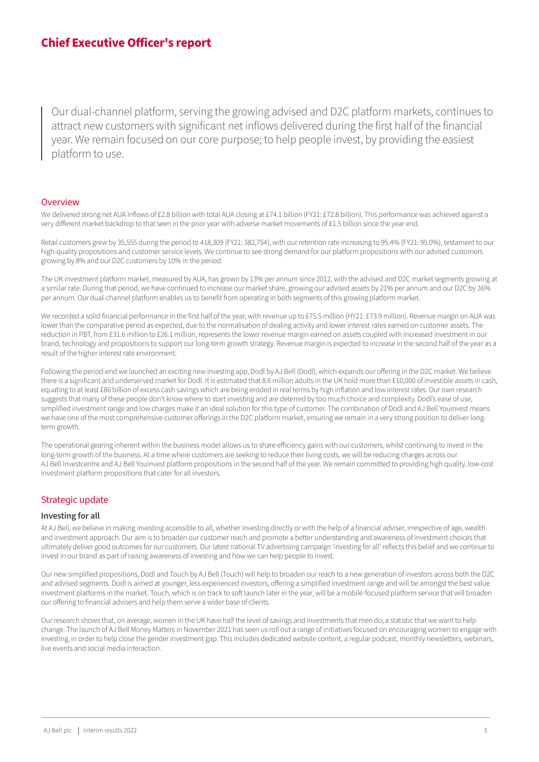# Chief Executive Officer's report

> Our dual-channel platform, serving the growing advised and D2C platform markets, continues to attract new customers with significant net inflows delivered during the first half of the financial year. We remain focused on our core purpose; to help people invest, by providing the easiest platform to use.

## Overview

We delivered strong net AUA inflows of £2.8 billion with total AUA closing at £74.1 billion (FY21: £72.8 billion). This performance was achieved against a very different market backdrop to that seen in the prior year with adverse market movements of £1.5 billion since the year end.

Retail customers grew by 35,555 during the period to 418,309 (FY21: 382,754), with our retention rate increasing to 95.4% (FY21: 95.0%), testament to our high-quality propositions and customer service levels. We continue to see strong demand for our platform propositions with our advised customers growing by 8% and our D2C customers by 10% in the period.

The UK investment platform market, measured by AUA, has grown by 13% per annum since 2012, with the advised and D2C market segments growing at a similar rate. During that period, we have continued to increase our market share, growing our advised assets by 21% per annum and our D2C by 36% per annum. Our dual-channel platform enables us to benefit from operating in both segments of this growing platform market.

We recorded a solid financial performance in the first half of the year, with revenue up to £75.5 million (HY21: £73.9 million). Revenue margin on AUA was lower than the comparative period as expected, due to the normalisation of dealing activity and lower interest rates earned on customer assets. The reduction in PBT, from £31.6 million to £26.1 million, represents the lower revenue margin earned on assets coupled with increased investment in our brand, technology and propositions to support our long-term growth strategy. Revenue margin is expected to increase in the second half of the year as a result of the higher interest rate environment.

Following the period-end we launched an exciting new investing app, Dodl by AJ Bell (Dodl), which expands our offering in the D2C market. We believe there is a significant and underserved market for Dodl. It is estimated that 8.6 million adults in the UK hold more than £10,000 of investible assets in cash, equating to at least £86 billion of excess cash savings which are being eroded in real terms by high inflation and low interest rates. Our own research suggests that many of these people don't know where to start investing and are deterred by too much choice and complexity. Dodl's ease of use, simplified investment range and low charges make it an ideal solution for this type of customer. The combination of Dodl and AJ Bell Youinvest means we have one of the most comprehensive customer offerings in the D2C platform market, ensuring we remain in a very strong position to deliver long-term growth.

The operational gearing inherent within the business model allows us to share efficiency gains with our customers, whilst continuing to invest in the long-term growth of the business. At a time where customers are seeking to reduce their living costs, we will be reducing charges across our AJ Bell Investcentre and AJ Bell Youinvest platform propositions in the second half of the year. We remain committed to providing high quality, low-cost investment platform propositions that cater for all investors.

## Strategic update

### Investing for all

At AJ Bell, we believe in making investing accessible to all, whether investing directly or with the help of a financial adviser, irrespective of age, wealth and investment approach. Our aim is to broaden our customer reach and promote a better understanding and awareness of investment choices that ultimately deliver good outcomes for our customers. Our latest national TV advertising campaign 'investing for all' reflects this belief and we continue to invest in our brand as part of raising awareness of investing and how we can help people to invest.

Our new simplified propositions, Dodl and Touch by AJ Bell (Touch) will help to broaden our reach to a new generation of investors across both the D2C and advised segments. Dodl is aimed at younger, less experienced investors, offering a simplified investment range and will be amongst the best value investment platforms in the market. Touch, which is on track to soft launch later in the year, will be a mobile-focused platform service that will broaden our offering to financial advisers and help them serve a wider base of clients.

Our research shows that, on average, women in the UK have half the level of savings and investments that men do, a statistic that we want to help change. The launch of AJ Bell Money Matters in November 2021 has seen us roll out a range of initiatives focused on encouraging women to engage with investing, in order to help close the gender investment gap. This includes dedicated website content, a regular podcast, monthly newsletters, webinars, live events and social media interaction.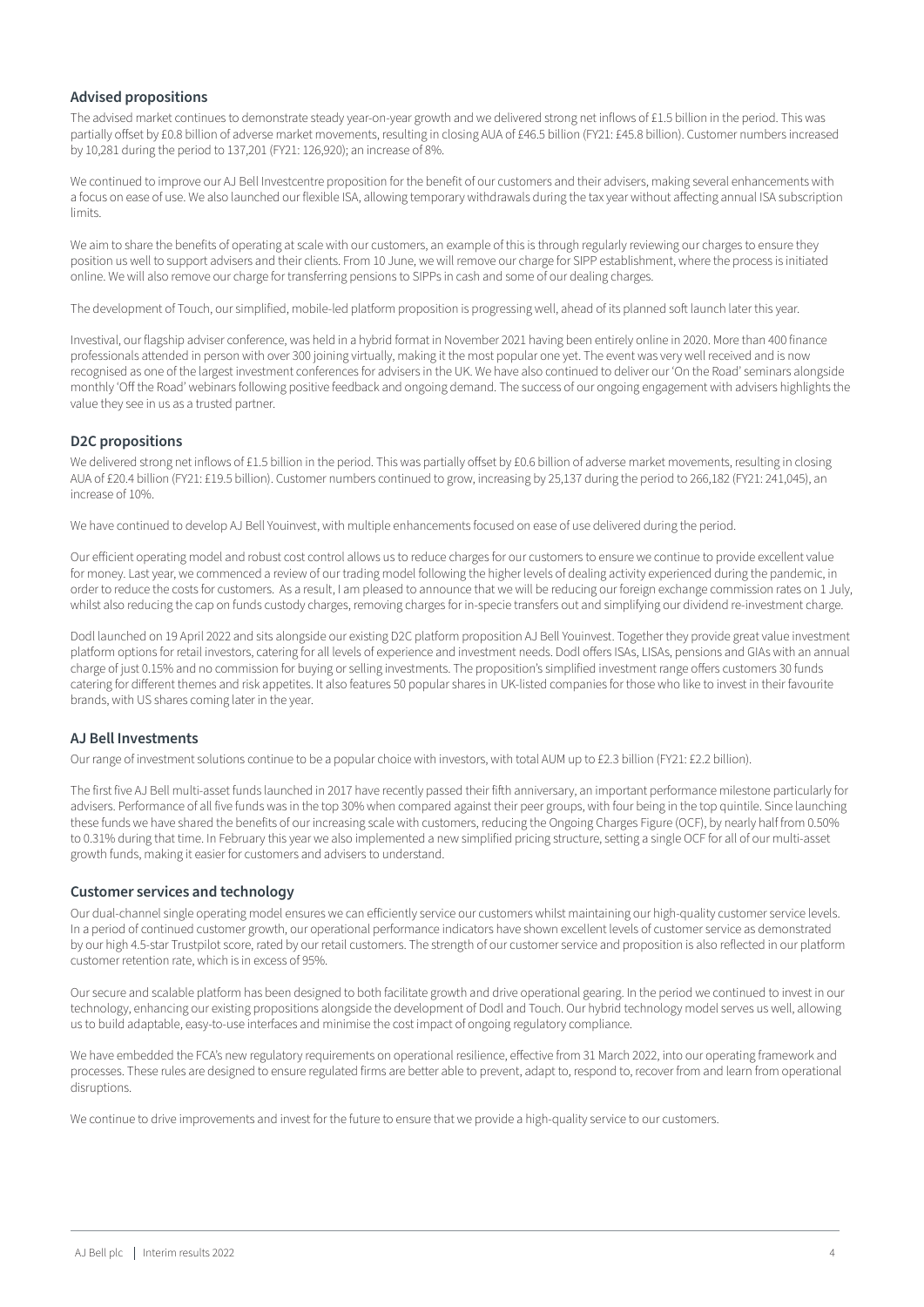### Advised propositions

The advised market continues to demonstrate steady year-on-year growth and we delivered strong net inflows of £1.5 billion in the period. This was partially offset by £0.8 billion of adverse market movements, resulting in closing AUA of £46.5 billion (FY21: £45.8 billion). Customer numbers increased by 10,281 during the period to 137,201 (FY21: 126,920); an increase of 8%.

We continued to improve our AJ Bell Investcentre proposition for the benefit of our customers and their advisers, making several enhancements with a focus on ease of use. We also launched our flexible ISA, allowing temporary withdrawals during the tax year without affecting annual ISA subscription limits.

We aim to share the benefits of operating at scale with our customers, an example of this is through regularly reviewing our charges to ensure they position us well to support advisers and their clients. From 10 June, we will remove our charge for SIPP establishment, where the process is initiated online. We will also remove our charge for transferring pensions to SIPPs in cash and some of our dealing charges.

The development of Touch, our simplified, mobile-led platform proposition is progressing well, ahead of its planned soft launch later this year.

Investival, our flagship adviser conference, was held in a hybrid format in November 2021 having been entirely online in 2020. More than 400 finance professionals attended in person with over 300 joining virtually, making it the most popular one yet. The event was very well received and is now recognised as one of the largest investment conferences for advisers in the UK. We have also continued to deliver our 'On the Road' seminars alongside monthly 'Off the Road' webinars following positive feedback and ongoing demand. The success of our ongoing engagement with advisers highlights the value they see in us as a trusted partner.

### D2C propositions

We delivered strong net inflows of £1.5 billion in the period. This was partially offset by £0.6 billion of adverse market movements, resulting in closing AUA of £20.4 billion (FY21: £19.5 billion). Customer numbers continued to grow, increasing by 25,137 during the period to 266,182 (FY21: 241,045), an increase of 10%.

We have continued to develop AJ Bell Youinvest, with multiple enhancements focused on ease of use delivered during the period.

Our efficient operating model and robust cost control allows us to reduce charges for our customers to ensure we continue to provide excellent value for money. Last year, we commenced a review of our trading model following the higher levels of dealing activity experienced during the pandemic, in order to reduce the costs for customers. As a result, I am pleased to announce that we will be reducing our foreign exchange commission rates on 1 July, whilst also reducing the cap on funds custody charges, removing charges for in-specie transfers out and simplifying our dividend re-investment charge.

Dodl launched on 19 April 2022 and sits alongside our existing D2C platform proposition AJ Bell Youinvest. Together they provide great value investment platform options for retail investors, catering for all levels of experience and investment needs. Dodl offers ISAs, LISAs, pensions and GIAs with an annual charge of just 0.15% and no commission for buying or selling investments. The proposition's simplified investment range offers customers 30 funds catering for different themes and risk appetites. It also features 50 popular shares in UK-listed companies for those who like to invest in their favourite brands, with US shares coming later in the year.

### AJ Bell Investments

Our range of investment solutions continue to be a popular choice with investors, with total AUM up to £2.3 billion (FY21: £2.2 billion).

The first five AJ Bell multi-asset funds launched in 2017 have recently passed their fifth anniversary, an important performance milestone particularly for advisers. Performance of all five funds was in the top 30% when compared against their peer groups, with four being in the top quintile. Since launching these funds we have shared the benefits of our increasing scale with customers, reducing the Ongoing Charges Figure (OCF), by nearly half from 0.50% to 0.31% during that time. In February this year we also implemented a new simplified pricing structure, setting a single OCF for all of our multi-asset growth funds, making it easier for customers and advisers to understand.

### Customer services and technology

Our dual-channel single operating model ensures we can efficiently service our customers whilst maintaining our high-quality customer service levels. In a period of continued customer growth, our operational performance indicators have shown excellent levels of customer service as demonstrated by our high 4.5-star Trustpilot score, rated by our retail customers. The strength of our customer service and proposition is also reflected in our platform customer retention rate, which is in excess of 95%.

Our secure and scalable platform has been designed to both facilitate growth and drive operational gearing. In the period we continued to invest in our technology, enhancing our existing propositions alongside the development of Dodl and Touch. Our hybrid technology model serves us well, allowing us to build adaptable, easy-to-use interfaces and minimise the cost impact of ongoing regulatory compliance.

We have embedded the FCA's new regulatory requirements on operational resilience, effective from 31 March 2022, into our operating framework and processes. These rules are designed to ensure regulated firms are better able to prevent, adapt to, respond to, recover from and learn from operational disruptions.

We continue to drive improvements and invest for the future to ensure that we provide a high-quality service to our customers.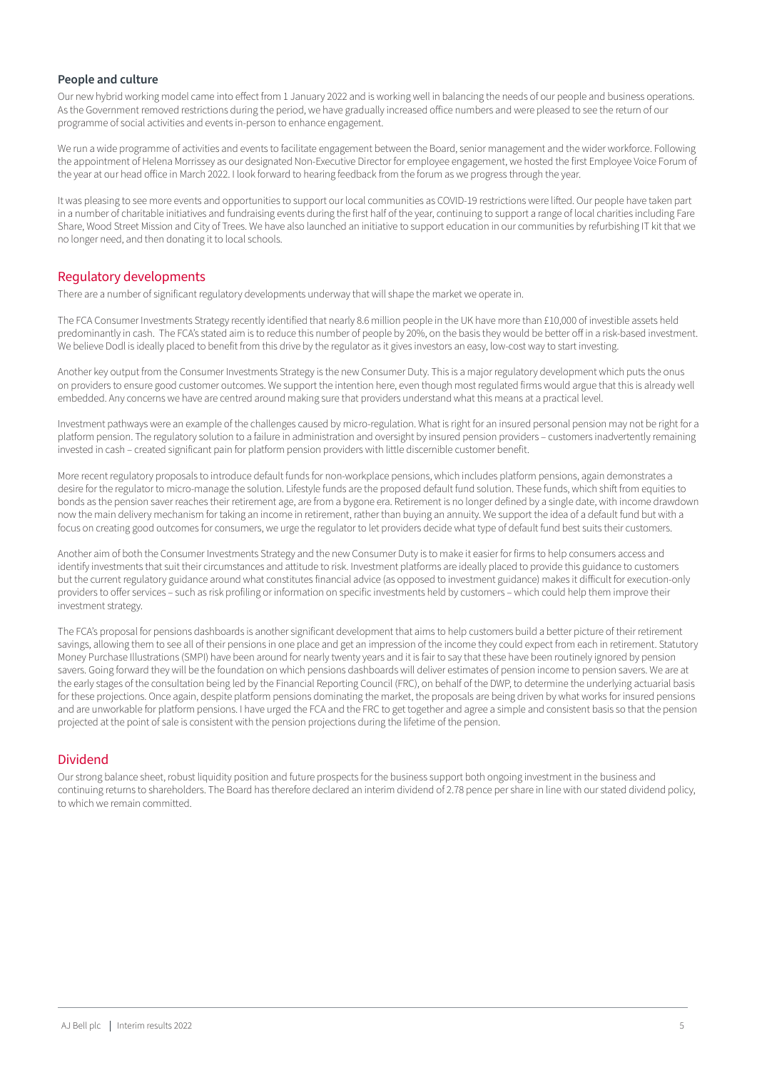### People and culture

Our new hybrid working model came into effect from 1 January 2022 and is working well in balancing the needs of our people and business operations. As the Government removed restrictions during the period, we have gradually increased office numbers and were pleased to see the return of our programme of social activities and events in-person to enhance engagement.

We run a wide programme of activities and events to facilitate engagement between the Board, senior management and the wider workforce. Following the appointment of Helena Morrissey as our designated Non-Executive Director for employee engagement, we hosted the first Employee Voice Forum of the year at our head office in March 2022. I look forward to hearing feedback from the forum as we progress through the year.

It was pleasing to see more events and opportunities to support our local communities as COVID-19 restrictions were lifted. Our people have taken part in a number of charitable initiatives and fundraising events during the first half of the year, continuing to support a range of local charities including Fare Share, Wood Street Mission and City of Trees. We have also launched an initiative to support education in our communities by refurbishing IT kit that we no longer need, and then donating it to local schools.

## Regulatory developments

There are a number of significant regulatory developments underway that will shape the market we operate in.

The FCA Consumer Investments Strategy recently identified that nearly 8.6 million people in the UK have more than £10,000 of investible assets held predominantly in cash. The FCA's stated aim is to reduce this number of people by 20%, on the basis they would be better off in a risk-based investment. We believe Dodl is ideally placed to benefit from this drive by the regulator as it gives investors an easy, low-cost way to start investing.

Another key output from the Consumer Investments Strategy is the new Consumer Duty. This is a major regulatory development which puts the onus on providers to ensure good customer outcomes. We support the intention here, even though most regulated firms would argue that this is already well embedded. Any concerns we have are centred around making sure that providers understand what this means at a practical level.

Investment pathways were an example of the challenges caused by micro-regulation. What is right for an insured personal pension may not be right for a platform pension. The regulatory solution to a failure in administration and oversight by insured pension providers – customers inadvertently remaining invested in cash – created significant pain for platform pension providers with little discernible customer benefit.

More recent regulatory proposals to introduce default funds for non-workplace pensions, which includes platform pensions, again demonstrates a desire for the regulator to micro-manage the solution. Lifestyle funds are the proposed default fund solution. These funds, which shift from equities to bonds as the pension saver reaches their retirement age, are from a bygone era. Retirement is no longer defined by a single date, with income drawdown now the main delivery mechanism for taking an income in retirement, rather than buying an annuity. We support the idea of a default fund but with a focus on creating good outcomes for consumers, we urge the regulator to let providers decide what type of default fund best suits their customers.

Another aim of both the Consumer Investments Strategy and the new Consumer Duty is to make it easier for firms to help consumers access and identify investments that suit their circumstances and attitude to risk. Investment platforms are ideally placed to provide this guidance to customers but the current regulatory guidance around what constitutes financial advice (as opposed to investment guidance) makes it difficult for execution-only providers to offer services – such as risk profiling or information on specific investments held by customers – which could help them improve their investment strategy.

The FCA's proposal for pensions dashboards is another significant development that aims to help customers build a better picture of their retirement savings, allowing them to see all of their pensions in one place and get an impression of the income they could expect from each in retirement. Statutory Money Purchase Illustrations (SMPI) have been around for nearly twenty years and it is fair to say that these have been routinely ignored by pension savers. Going forward they will be the foundation on which pensions dashboards will deliver estimates of pension income to pension savers. We are at the early stages of the consultation being led by the Financial Reporting Council (FRC), on behalf of the DWP, to determine the underlying actuarial basis for these projections. Once again, despite platform pensions dominating the market, the proposals are being driven by what works for insured pensions and are unworkable for platform pensions. I have urged the FCA and the FRC to get together and agree a simple and consistent basis so that the pension projected at the point of sale is consistent with the pension projections during the lifetime of the pension.

## Dividend

Our strong balance sheet, robust liquidity position and future prospects for the business support both ongoing investment in the business and continuing returns to shareholders. The Board has therefore declared an interim dividend of 2.78 pence per share in line with our stated dividend policy, to which we remain committed.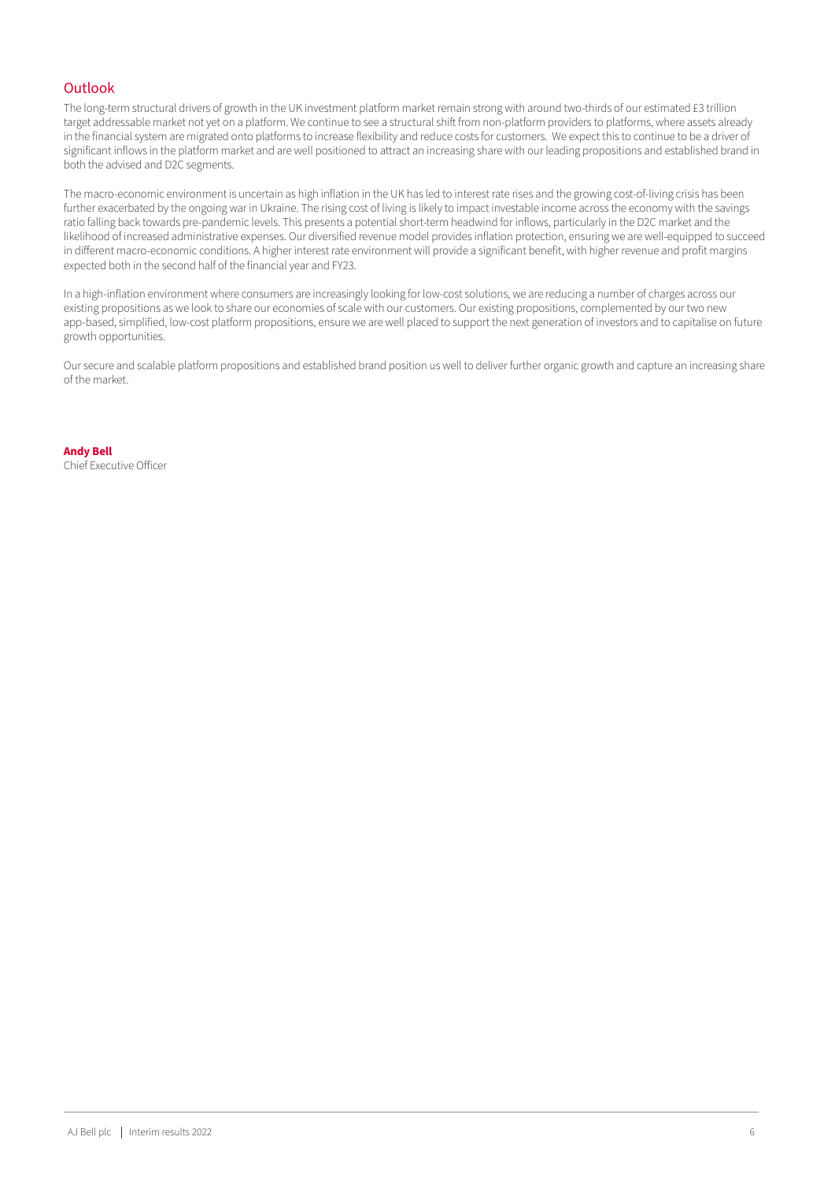## Outlook

The long-term structural drivers of growth in the UK investment platform market remain strong with around two-thirds of our estimated £3 trillion target addressable market not yet on a platform. We continue to see a structural shift from non-platform providers to platforms, where assets already in the financial system are migrated onto platforms to increase flexibility and reduce costs for customers. We expect this to continue to be a driver of significant inflows in the platform market and are well positioned to attract an increasing share with our leading propositions and established brand in both the advised and D2C segments.

The macro-economic environment is uncertain as high inflation in the UK has led to interest rate rises and the growing cost-of-living crisis has been further exacerbated by the ongoing war in Ukraine. The rising cost of living is likely to impact investable income across the economy with the savings ratio falling back towards pre-pandemic levels. This presents a potential short-term headwind for inflows, particularly in the D2C market and the likelihood of increased administrative expenses. Our diversified revenue model provides inflation protection, ensuring we are well-equipped to succeed in different macro-economic conditions. A higher interest rate environment will provide a significant benefit, with higher revenue and profit margins expected both in the second half of the financial year and FY23.

In a high-inflation environment where consumers are increasingly looking for low-cost solutions, we are reducing a number of charges across our existing propositions as we look to share our economies of scale with our customers. Our existing propositions, complemented by our two new app-based, simplified, low-cost platform propositions, ensure we are well placed to support the next generation of investors and to capitalise on future growth opportunities.

Our secure and scalable platform propositions and established brand position us well to deliver further organic growth and capture an increasing share of the market.

**Andy Bell**
Chief Executive Officer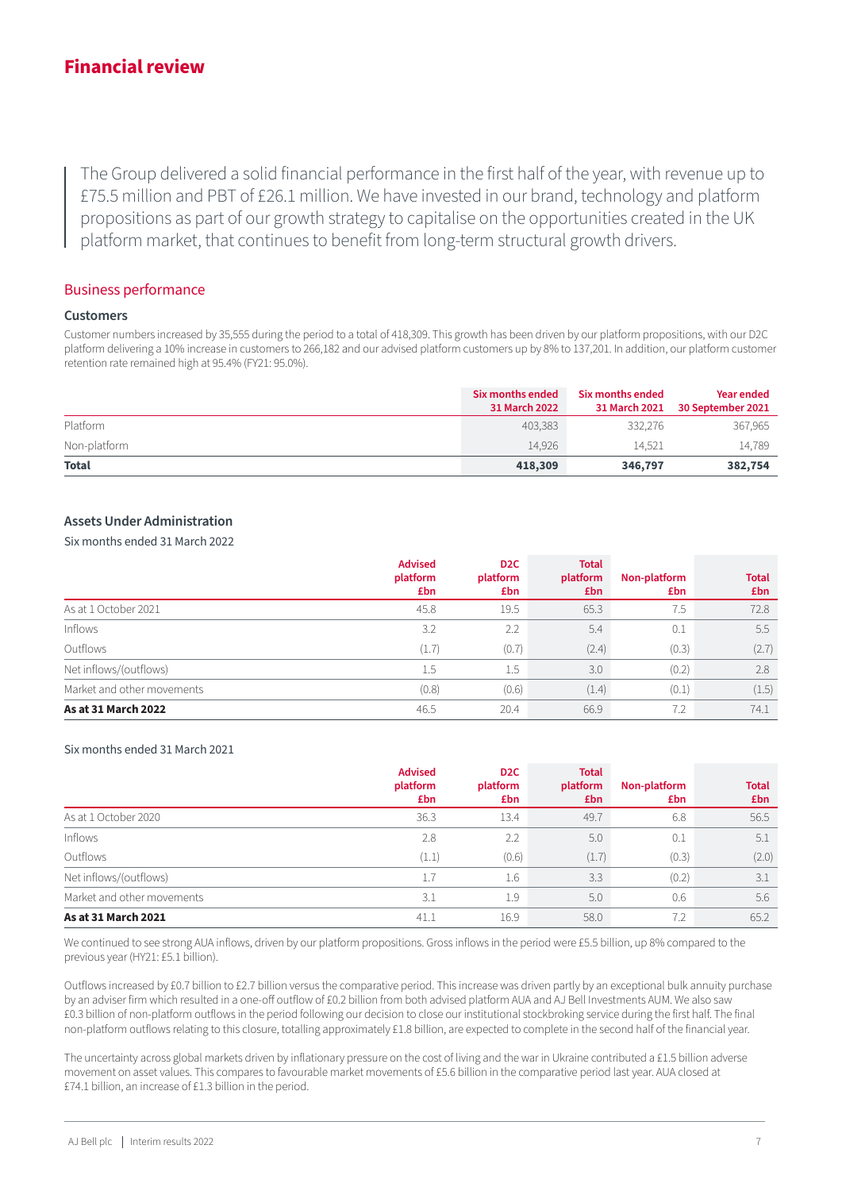# Financial review

> The Group delivered a solid financial performance in the first half of the year, with revenue up to £75.5 million and PBT of £26.1 million. We have invested in our brand, technology and platform propositions as part of our growth strategy to capitalise on the opportunities created in the UK platform market, that continues to benefit from long-term structural growth drivers.

## Business performance

### Customers

Customer numbers increased by 35,555 during the period to a total of 418,309. This growth has been driven by our platform propositions, with our D2C platform delivering a 10% increase in customers to 266,182 and our advised platform customers up by 8% to 137,201. In addition, our platform customer retention rate remained high at 95.4% (FY21: 95.0%).

| | Six months ended 31 March 2022 | Six months ended 31 March 2021 | Year ended 30 September 2021 |
|---|---|---|---|
| Platform | 403,383 | 332,276 | 367,965 |
| Non-platform | 14,926 | 14,521 | 14,789 |
| **Total** | **418,309** | **346,797** | **382,754** |

### Assets Under Administration

Six months ended 31 March 2022

| | Advised platform £bn | D2C platform £bn | Total platform £bn | Non-platform £bn | Total £bn |
|---|---|---|---|---|---|
| As at 1 October 2021 | 45.8 | 19.5 | 65.3 | 7.5 | 72.8 |
| Inflows | 3.2 | 2.2 | 5.4 | 0.1 | 5.5 |
| Outflows | (1.7) | (0.7) | (2.4) | (0.3) | (2.7) |
| Net inflows/(outflows) | 1.5 | 1.5 | 3.0 | (0.2) | 2.8 |
| Market and other movements | (0.8) | (0.6) | (1.4) | (0.1) | (1.5) |
| **As at 31 March 2022** | 46.5 | 20.4 | 66.9 | 7.2 | 74.1 |

Six months ended 31 March 2021

| | Advised platform £bn | D2C platform £bn | Total platform £bn | Non-platform £bn | Total £bn |
|---|---|---|---|---|---|
| As at 1 October 2020 | 36.3 | 13.4 | 49.7 | 6.8 | 56.5 |
| Inflows | 2.8 | 2.2 | 5.0 | 0.1 | 5.1 |
| Outflows | (1.1) | (0.6) | (1.7) | (0.3) | (2.0) |
| Net inflows/(outflows) | 1.7 | 1.6 | 3.3 | (0.2) | 3.1 |
| Market and other movements | 3.1 | 1.9 | 5.0 | 0.6 | 5.6 |
| **As at 31 March 2021** | 41.1 | 16.9 | 58.0 | 7.2 | 65.2 |

We continued to see strong AUA inflows, driven by our platform propositions. Gross inflows in the period were £5.5 billion, up 8% compared to the previous year (HY21: £5.1 billion).

Outflows increased by £0.7 billion to £2.7 billion versus the comparative period. This increase was driven partly by an exceptional bulk annuity purchase by an adviser firm which resulted in a one-off outflow of £0.2 billion from both advised platform AUA and AJ Bell Investments AUM. We also saw £0.3 billion of non-platform outflows in the period following our decision to close our institutional stockbroking service during the first half. The final non-platform outflows relating to this closure, totalling approximately £1.8 billion, are expected to complete in the second half of the financial year.

The uncertainty across global markets driven by inflationary pressure on the cost of living and the war in Ukraine contributed a £1.5 billion adverse movement on asset values. This compares to favourable market movements of £5.6 billion in the comparative period last year. AUA closed at £74.1 billion, an increase of £1.3 billion in the period.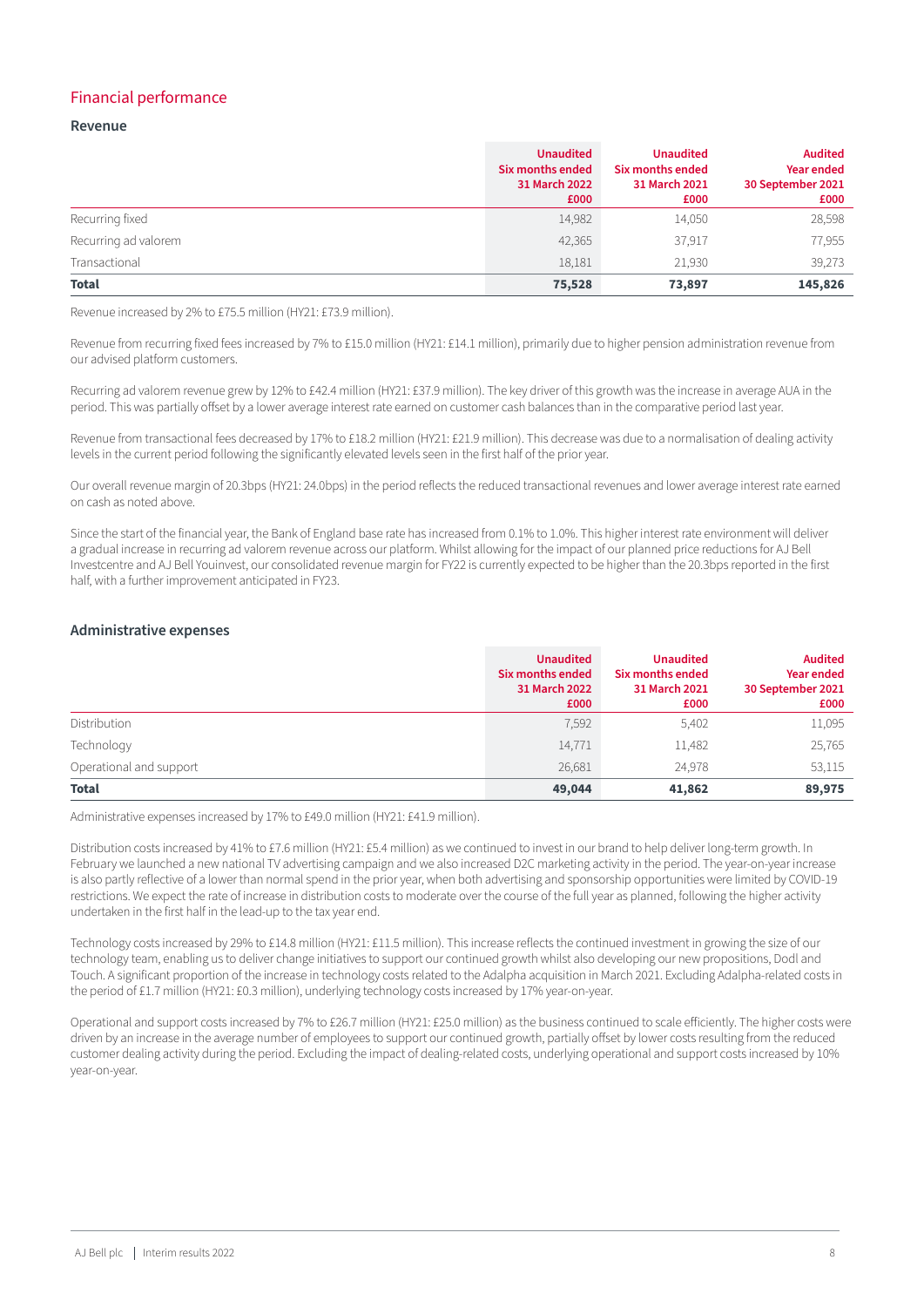## Financial performance

### Revenue

| | Unaudited Six months ended 31 March 2022 £000 | Unaudited Six months ended 31 March 2021 £000 | Audited Year ended 30 September 2021 £000 |
|---|---|---|---|
| Recurring fixed | 14,982 | 14,050 | 28,598 |
| Recurring ad valorem | 42,365 | 37,917 | 77,955 |
| Transactional | 18,181 | 21,930 | 39,273 |
| **Total** | **75,528** | **73,897** | **145,826** |

Revenue increased by 2% to £75.5 million (HY21: £73.9 million).

Revenue from recurring fixed fees increased by 7% to £15.0 million (HY21: £14.1 million), primarily due to higher pension administration revenue from our advised platform customers.

Recurring ad valorem revenue grew by 12% to £42.4 million (HY21: £37.9 million). The key driver of this growth was the increase in average AUA in the period. This was partially offset by a lower average interest rate earned on customer cash balances than in the comparative period last year.

Revenue from transactional fees decreased by 17% to £18.2 million (HY21: £21.9 million). This decrease was due to a normalisation of dealing activity levels in the current period following the significantly elevated levels seen in the first half of the prior year.

Our overall revenue margin of 20.3bps (HY21: 24.0bps) in the period reflects the reduced transactional revenues and lower average interest rate earned on cash as noted above.

Since the start of the financial year, the Bank of England base rate has increased from 0.1% to 1.0%. This higher interest rate environment will deliver a gradual increase in recurring ad valorem revenue across our platform. Whilst allowing for the impact of our planned price reductions for AJ Bell Investcentre and AJ Bell Youinvest, our consolidated revenue margin for FY22 is currently expected to be higher than the 20.3bps reported in the first half, with a further improvement anticipated in FY23.

### Administrative expenses

| | Unaudited Six months ended 31 March 2022 £000 | Unaudited Six months ended 31 March 2021 £000 | Audited Year ended 30 September 2021 £000 |
|---|---|---|---|
| Distribution | 7,592 | 5,402 | 11,095 |
| Technology | 14,771 | 11,482 | 25,765 |
| Operational and support | 26,681 | 24,978 | 53,115 |
| **Total** | **49,044** | **41,862** | **89,975** |

Administrative expenses increased by 17% to £49.0 million (HY21: £41.9 million).

Distribution costs increased by 41% to £7.6 million (HY21: £5.4 million) as we continued to invest in our brand to help deliver long-term growth. In February we launched a new national TV advertising campaign and we also increased D2C marketing activity in the period. The year-on-year increase is also partly reflective of a lower than normal spend in the prior year, when both advertising and sponsorship opportunities were limited by COVID-19 restrictions. We expect the rate of increase in distribution costs to moderate over the course of the full year as planned, following the higher activity undertaken in the first half in the lead-up to the tax year end.

Technology costs increased by 29% to £14.8 million (HY21: £11.5 million). This increase reflects the continued investment in growing the size of our technology team, enabling us to deliver change initiatives to support our continued growth whilst also developing our new propositions, Dodl and Touch. A significant proportion of the increase in technology costs related to the Adalpha acquisition in March 2021. Excluding Adalpha-related costs in the period of £1.7 million (HY21: £0.3 million), underlying technology costs increased by 17% year-on-year.

Operational and support costs increased by 7% to £26.7 million (HY21: £25.0 million) as the business continued to scale efficiently. The higher costs were driven by an increase in the average number of employees to support our continued growth, partially offset by lower costs resulting from the reduced customer dealing activity during the period. Excluding the impact of dealing-related costs, underlying operational and support costs increased by 10% year-on-year.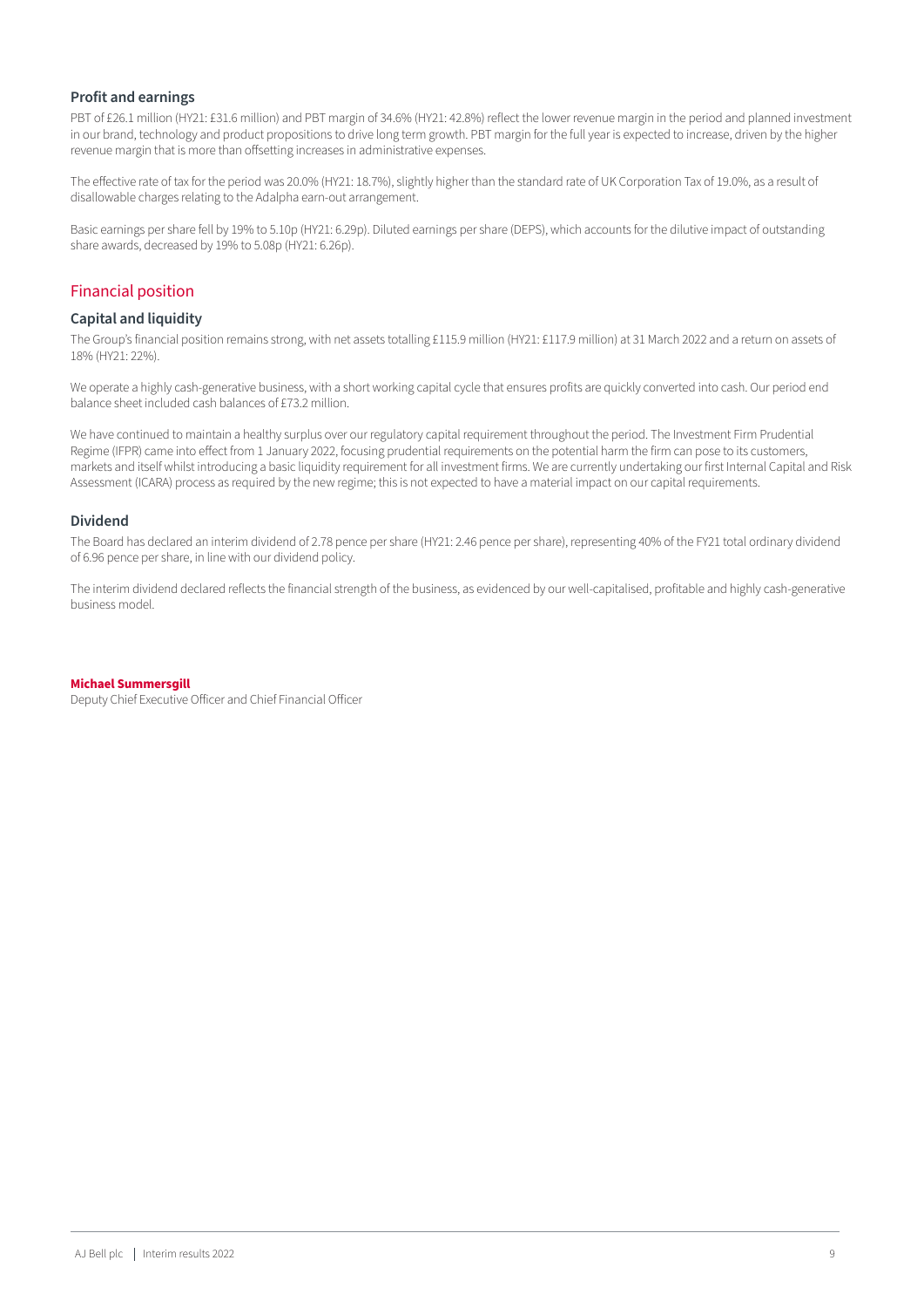### Profit and earnings

PBT of £26.1 million (HY21: £31.6 million) and PBT margin of 34.6% (HY21: 42.8%) reflect the lower revenue margin in the period and planned investment in our brand, technology and product propositions to drive long term growth. PBT margin for the full year is expected to increase, driven by the higher revenue margin that is more than offsetting increases in administrative expenses.

The effective rate of tax for the period was 20.0% (HY21: 18.7%), slightly higher than the standard rate of UK Corporation Tax of 19.0%, as a result of disallowable charges relating to the Adalpha earn-out arrangement.

Basic earnings per share fell by 19% to 5.10p (HY21: 6.29p). Diluted earnings per share (DEPS), which accounts for the dilutive impact of outstanding share awards, decreased by 19% to 5.08p (HY21: 6.26p).

## Financial position

### Capital and liquidity

The Group's financial position remains strong, with net assets totalling £115.9 million (HY21: £117.9 million) at 31 March 2022 and a return on assets of 18% (HY21: 22%).

We operate a highly cash-generative business, with a short working capital cycle that ensures profits are quickly converted into cash. Our period end balance sheet included cash balances of £73.2 million.

We have continued to maintain a healthy surplus over our regulatory capital requirement throughout the period. The Investment Firm Prudential Regime (IFPR) came into effect from 1 January 2022, focusing prudential requirements on the potential harm the firm can pose to its customers, markets and itself whilst introducing a basic liquidity requirement for all investment firms. We are currently undertaking our first Internal Capital and Risk Assessment (ICARA) process as required by the new regime; this is not expected to have a material impact on our capital requirements.

### Dividend

The Board has declared an interim dividend of 2.78 pence per share (HY21: 2.46 pence per share), representing 40% of the FY21 total ordinary dividend of 6.96 pence per share, in line with our dividend policy.

The interim dividend declared reflects the financial strength of the business, as evidenced by our well-capitalised, profitable and highly cash-generative business model.

**Michael Summersgill**
Deputy Chief Executive Officer and Chief Financial Officer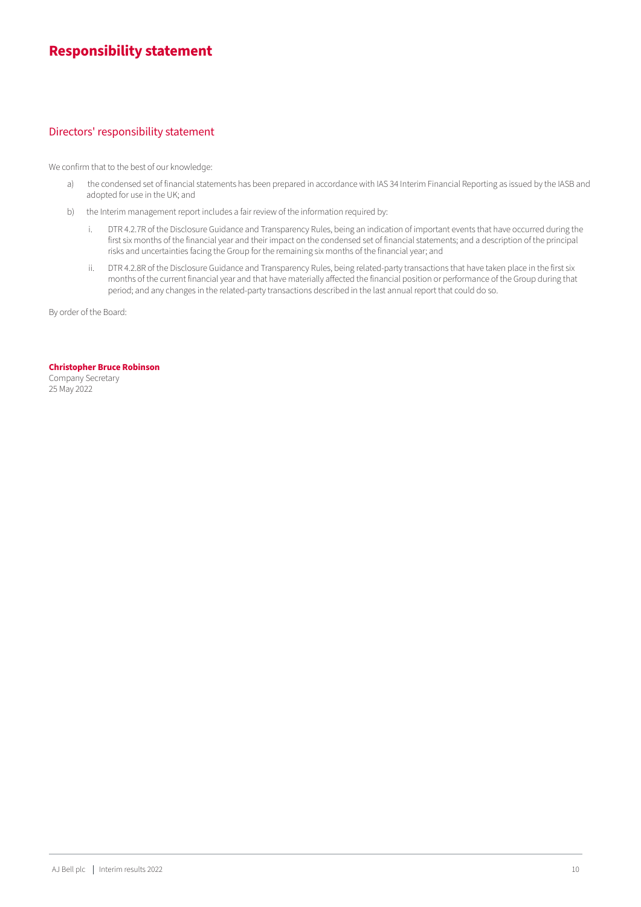# Responsibility statement

## Directors' responsibility statement

We confirm that to the best of our knowledge:

a) the condensed set of financial statements has been prepared in accordance with IAS 34 Interim Financial Reporting as issued by the IASB and adopted for use in the UK; and

b) the Interim management report includes a fair review of the information required by:

   i. DTR 4.2.7R of the Disclosure Guidance and Transparency Rules, being an indication of important events that have occurred during the first six months of the financial year and their impact on the condensed set of financial statements; and a description of the principal risks and uncertainties facing the Group for the remaining six months of the financial year; and

   ii. DTR 4.2.8R of the Disclosure Guidance and Transparency Rules, being related-party transactions that have taken place in the first six months of the current financial year and that have materially affected the financial position or performance of the Group during that period; and any changes in the related-party transactions described in the last annual report that could do so.

By order of the Board:

**Christopher Bruce Robinson**
Company Secretary
25 May 2022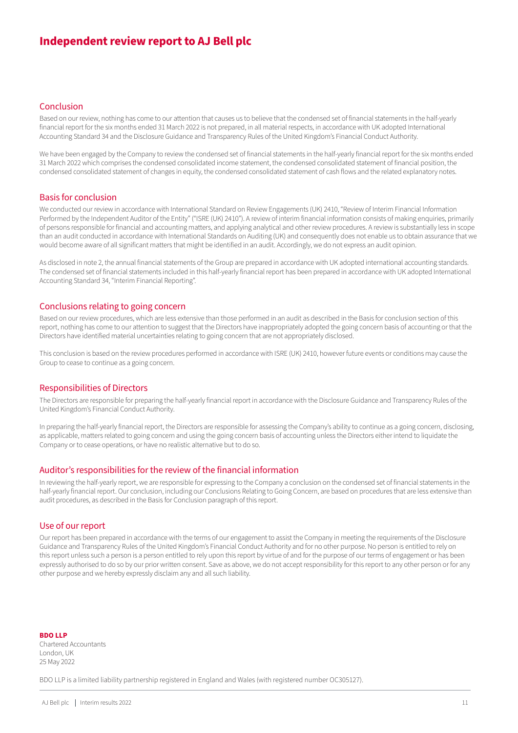# Independent review report to AJ Bell plc

## Conclusion

Based on our review, nothing has come to our attention that causes us to believe that the condensed set of financial statements in the half-yearly financial report for the six months ended 31 March 2022 is not prepared, in all material respects, in accordance with UK adopted International Accounting Standard 34 and the Disclosure Guidance and Transparency Rules of the United Kingdom's Financial Conduct Authority.

We have been engaged by the Company to review the condensed set of financial statements in the half-yearly financial report for the six months ended 31 March 2022 which comprises the condensed consolidated income statement, the condensed consolidated statement of financial position, the condensed consolidated statement of changes in equity, the condensed consolidated statement of cash flows and the related explanatory notes.

## Basis for conclusion

We conducted our review in accordance with International Standard on Review Engagements (UK) 2410, "Review of Interim Financial Information Performed by the Independent Auditor of the Entity" ("ISRE (UK) 2410"). A review of interim financial information consists of making enquiries, primarily of persons responsible for financial and accounting matters, and applying analytical and other review procedures. A review is substantially less in scope than an audit conducted in accordance with International Standards on Auditing (UK) and consequently does not enable us to obtain assurance that we would become aware of all significant matters that might be identified in an audit. Accordingly, we do not express an audit opinion.

As disclosed in note 2, the annual financial statements of the Group are prepared in accordance with UK adopted international accounting standards. The condensed set of financial statements included in this half-yearly financial report has been prepared in accordance with UK adopted International Accounting Standard 34, "Interim Financial Reporting".

## Conclusions relating to going concern

Based on our review procedures, which are less extensive than those performed in an audit as described in the Basis for conclusion section of this report, nothing has come to our attention to suggest that the Directors have inappropriately adopted the going concern basis of accounting or that the Directors have identified material uncertainties relating to going concern that are not appropriately disclosed.

This conclusion is based on the review procedures performed in accordance with ISRE (UK) 2410, however future events or conditions may cause the Group to cease to continue as a going concern.

## Responsibilities of Directors

The Directors are responsible for preparing the half-yearly financial report in accordance with the Disclosure Guidance and Transparency Rules of the United Kingdom's Financial Conduct Authority.

In preparing the half-yearly financial report, the Directors are responsible for assessing the Company's ability to continue as a going concern, disclosing, as applicable, matters related to going concern and using the going concern basis of accounting unless the Directors either intend to liquidate the Company or to cease operations, or have no realistic alternative but to do so.

## Auditor's responsibilities for the review of the financial information

In reviewing the half-yearly report, we are responsible for expressing to the Company a conclusion on the condensed set of financial statements in the half-yearly financial report. Our conclusion, including our Conclusions Relating to Going Concern, are based on procedures that are less extensive than audit procedures, as described in the Basis for Conclusion paragraph of this report.

## Use of our report

Our report has been prepared in accordance with the terms of our engagement to assist the Company in meeting the requirements of the Disclosure Guidance and Transparency Rules of the United Kingdom's Financial Conduct Authority and for no other purpose. No person is entitled to rely on this report unless such a person is a person entitled to rely upon this report by virtue of and for the purpose of our terms of engagement or has been expressly authorised to do so by our prior written consent. Save as above, we do not accept responsibility for this report to any other person or for any other purpose and we hereby expressly disclaim any and all such liability.

**BDO LLP**
Chartered Accountants
London, UK
25 May 2022

BDO LLP is a limited liability partnership registered in England and Wales (with registered number OC305127).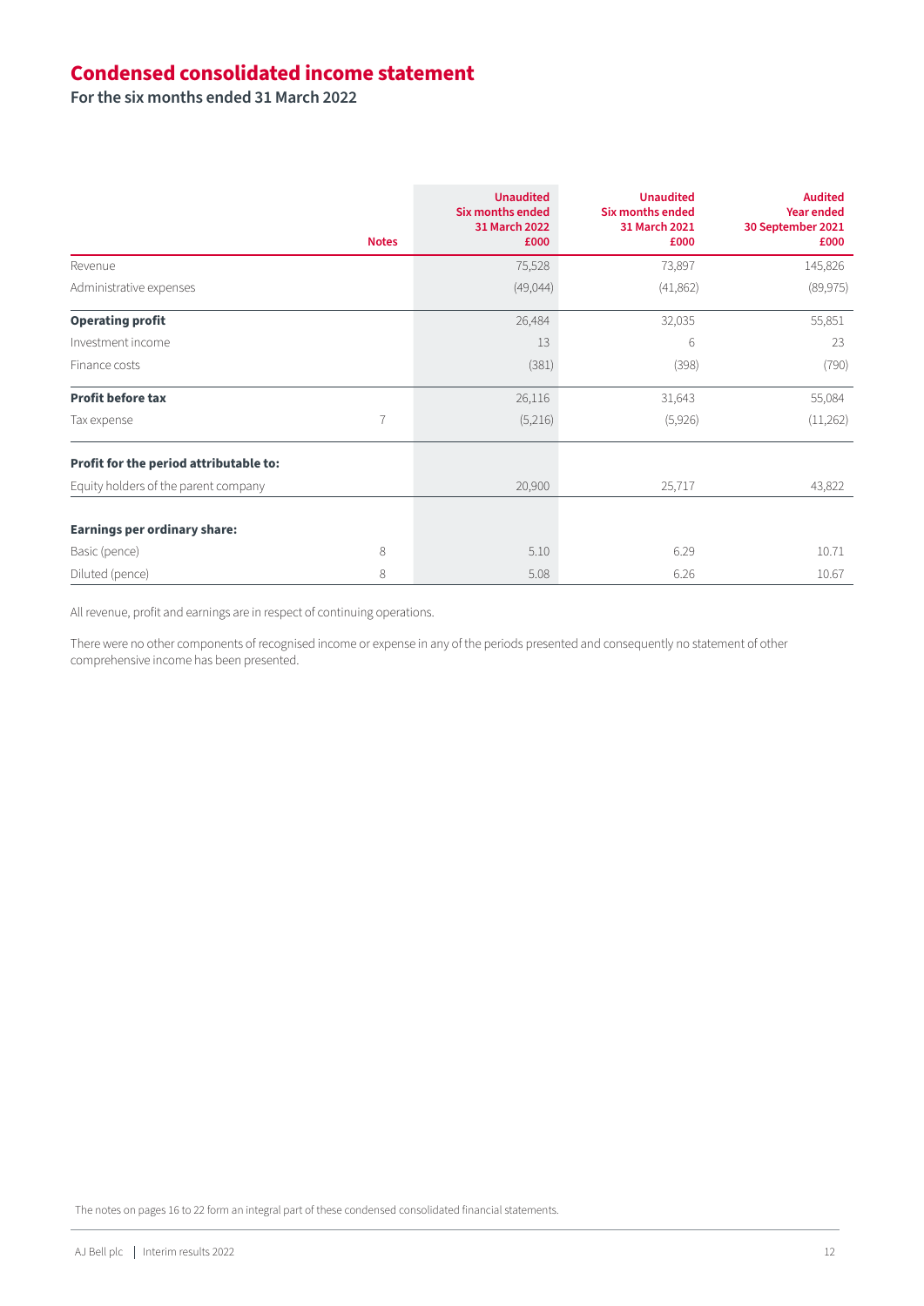# Condensed consolidated income statement

**For the six months ended 31 March 2022**

| | Notes | Unaudited Six months ended 31 March 2022 £000 | Unaudited Six months ended 31 March 2021 £000 | Audited Year ended 30 September 2021 £000 |
|---|---|---|---|---|
| Revenue | | 75,528 | 73,897 | 145,826 |
| Administrative expenses | | (49,044) | (41,862) | (89,975) |
| **Operating profit** | | 26,484 | 32,035 | 55,851 |
| Investment income | | 13 | 6 | 23 |
| Finance costs | | (381) | (398) | (790) |
| **Profit before tax** | | 26,116 | 31,643 | 55,084 |
| Tax expense | 7 | (5,216) | (5,926) | (11,262) |
| **Profit for the period attributable to:** | | | | |
| Equity holders of the parent company | | 20,900 | 25,717 | 43,822 |
| **Earnings per ordinary share:** | | | | |
| Basic (pence) | 8 | 5.10 | 6.29 | 10.71 |
| Diluted (pence) | 8 | 5.08 | 6.26 | 10.67 |

All revenue, profit and earnings are in respect of continuing operations.

There were no other components of recognised income or expense in any of the periods presented and consequently no statement of other comprehensive income has been presented.

The notes on pages 16 to 22 form an integral part of these condensed consolidated financial statements.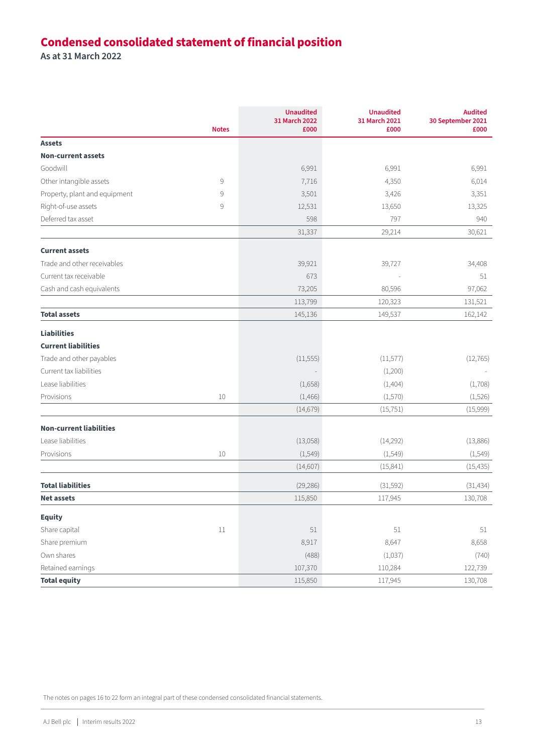# Condensed consolidated statement of financial position

**As at 31 March 2022**

| | Notes | Unaudited 31 March 2022 £000 | Unaudited 31 March 2021 £000 | Audited 30 September 2021 £000 |
|---|---|---|---|---|
| **Assets** | | | | |
| **Non-current assets** | | | | |
| Goodwill | | 6,991 | 6,991 | 6,991 |
| Other intangible assets | 9 | 7,716 | 4,350 | 6,014 |
| Property, plant and equipment | 9 | 3,501 | 3,426 | 3,351 |
| Right-of-use assets | 9 | 12,531 | 13,650 | 13,325 |
| Deferred tax asset | | 598 | 797 | 940 |
| | | 31,337 | 29,214 | 30,621 |
| **Current assets** | | | | |
| Trade and other receivables | | 39,921 | 39,727 | 34,408 |
| Current tax receivable | | 673 | - | 51 |
| Cash and cash equivalents | | 73,205 | 80,596 | 97,062 |
| | | 113,799 | 120,323 | 131,521 |
| **Total assets** | | 145,136 | 149,537 | 162,142 |
| **Liabilities** | | | | |
| **Current liabilities** | | | | |
| Trade and other payables | | (11,555) | (11,577) | (12,765) |
| Current tax liabilities | | - | (1,200) | - |
| Lease liabilities | | (1,658) | (1,404) | (1,708) |
| Provisions | 10 | (1,466) | (1,570) | (1,526) |
| | | (14,679) | (15,751) | (15,999) |
| **Non-current liabilities** | | | | |
| Lease liabilities | | (13,058) | (14,292) | (13,886) |
| Provisions | 10 | (1,549) | (1,549) | (1,549) |
| | | (14,607) | (15,841) | (15,435) |
| **Total liabilities** | | (29,286) | (31,592) | (31,434) |
| **Net assets** | | 115,850 | 117,945 | 130,708 |
| **Equity** | | | | |
| Share capital | 11 | 51 | 51 | 51 |
| Share premium | | 8,917 | 8,647 | 8,658 |
| Own shares | | (488) | (1,037) | (740) |
| Retained earnings | | 107,370 | 110,284 | 122,739 |
| **Total equity** | | 115,850 | 117,945 | 130,708 |

The notes on pages 16 to 22 form an integral part of these condensed consolidated financial statements.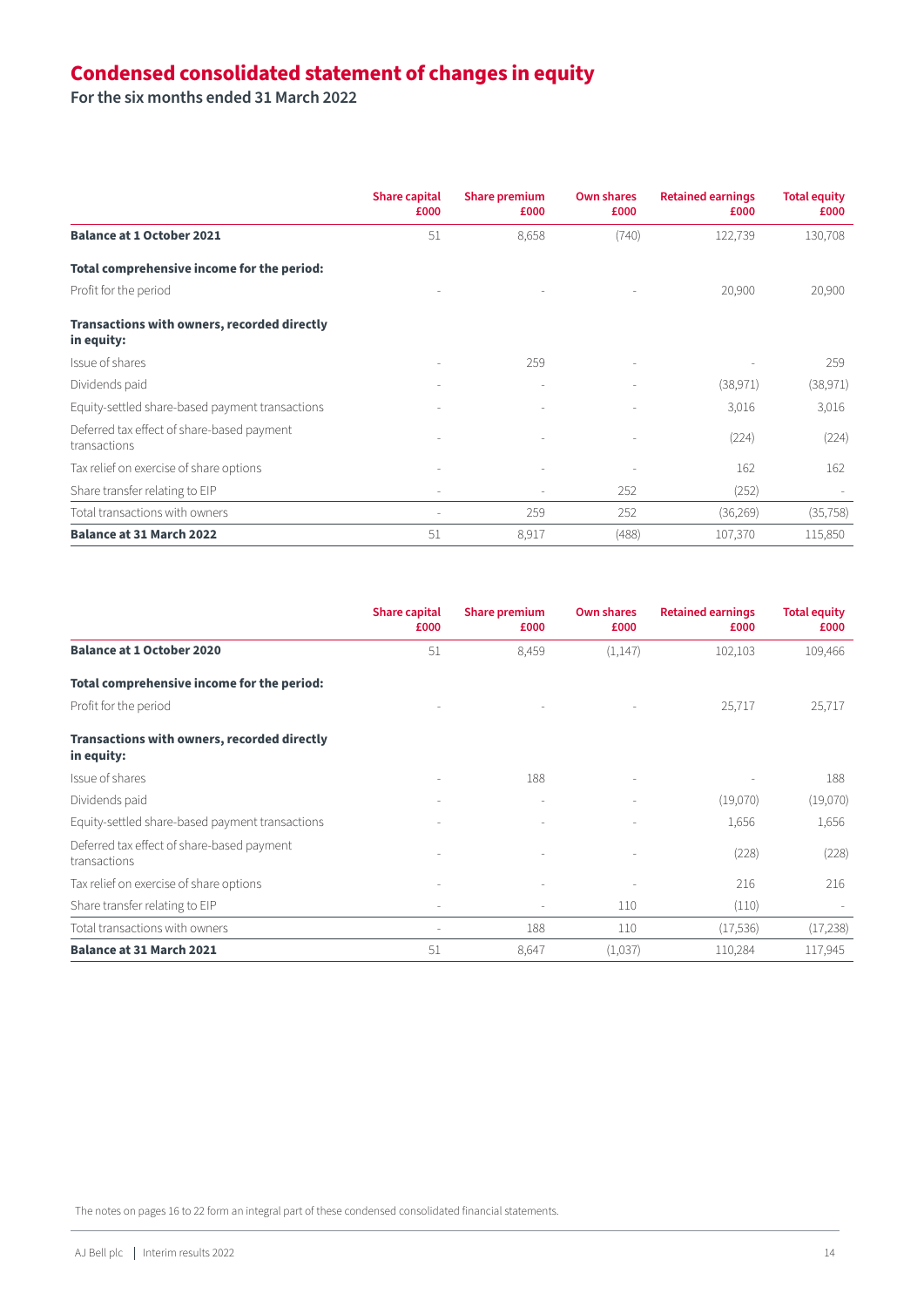# Condensed consolidated statement of changes in equity

**For the six months ended 31 March 2022**

| | Share capital £000 | Share premium £000 | Own shares £000 | Retained earnings £000 | Total equity £000 |
|---|---|---|---|---|---|
| **Balance at 1 October 2021** | 51 | 8,658 | (740) | 122,739 | 130,708 |
| **Total comprehensive income for the period:** | | | | | |
| Profit for the period | - | - | - | 20,900 | 20,900 |
| **Transactions with owners, recorded directly in equity:** | | | | | |
| Issue of shares | - | 259 | - | - | 259 |
| Dividends paid | - | - | - | (38,971) | (38,971) |
| Equity-settled share-based payment transactions | - | - | - | 3,016 | 3,016 |
| Deferred tax effect of share-based payment transactions | - | - | - | (224) | (224) |
| Tax relief on exercise of share options | - | - | - | 162 | 162 |
| Share transfer relating to EIP | - | - | 252 | (252) | - |
| Total transactions with owners | - | 259 | 252 | (36,269) | (35,758) |
| **Balance at 31 March 2022** | 51 | 8,917 | (488) | 107,370 | 115,850 |

| | Share capital £000 | Share premium £000 | Own shares £000 | Retained earnings £000 | Total equity £000 |
|---|---|---|---|---|---|
| **Balance at 1 October 2020** | 51 | 8,459 | (1,147) | 102,103 | 109,466 |
| **Total comprehensive income for the period:** | | | | | |
| Profit for the period | - | - | - | 25,717 | 25,717 |
| **Transactions with owners, recorded directly in equity:** | | | | | |
| Issue of shares | - | 188 | - | - | 188 |
| Dividends paid | - | - | - | (19,070) | (19,070) |
| Equity-settled share-based payment transactions | - | - | - | 1,656 | 1,656 |
| Deferred tax effect of share-based payment transactions | - | - | - | (228) | (228) |
| Tax relief on exercise of share options | - | - | - | 216 | 216 |
| Share transfer relating to EIP | - | - | 110 | (110) | - |
| Total transactions with owners | - | 188 | 110 | (17,536) | (17,238) |
| **Balance at 31 March 2021** | 51 | 8,647 | (1,037) | 110,284 | 117,945 |

The notes on pages 16 to 22 form an integral part of these condensed consolidated financial statements.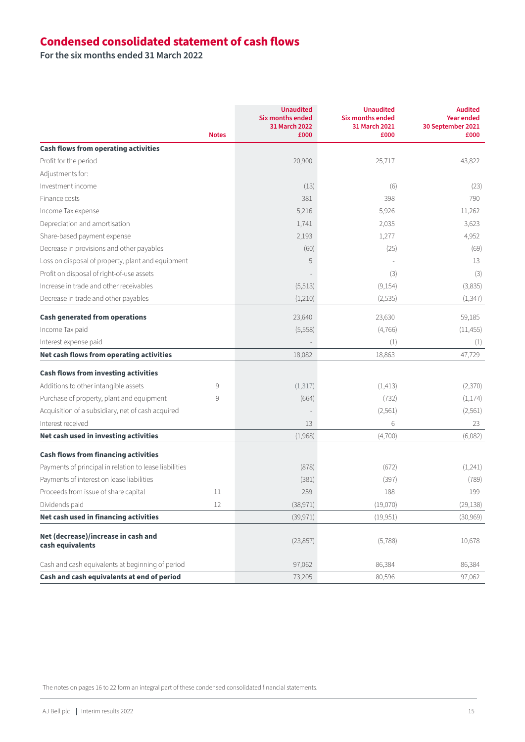# Condensed consolidated statement of cash flows

**For the six months ended 31 March 2022**

| | Notes | Unaudited Six months ended 31 March 2022 £000 | Unaudited Six months ended 31 March 2021 £000 | Audited Year ended 30 September 2021 £000 |
|---|---|---|---|---|
| **Cash flows from operating activities** | | | | |
| Profit for the period | | 20,900 | 25,717 | 43,822 |
| Adjustments for: | | | | |
| Investment income | | (13) | (6) | (23) |
| Finance costs | | 381 | 398 | 790 |
| Income Tax expense | | 5,216 | 5,926 | 11,262 |
| Depreciation and amortisation | | 1,741 | 2,035 | 3,623 |
| Share-based payment expense | | 2,193 | 1,277 | 4,952 |
| Decrease in provisions and other payables | | (60) | (25) | (69) |
| Loss on disposal of property, plant and equipment | | 5 | - | 13 |
| Profit on disposal of right-of-use assets | | - | (3) | (3) |
| Increase in trade and other receivables | | (5,513) | (9,154) | (3,835) |
| Decrease in trade and other payables | | (1,210) | (2,535) | (1,347) |
| **Cash generated from operations** | | 23,640 | 23,630 | 59,185 |
| Income Tax paid | | (5,558) | (4,766) | (11,455) |
| Interest expense paid | | - | (1) | (1) |
| **Net cash flows from operating activities** | | 18,082 | 18,863 | 47,729 |
| **Cash flows from investing activities** | | | | |
| Additions to other intangible assets | 9 | (1,317) | (1,413) | (2,370) |
| Purchase of property, plant and equipment | 9 | (664) | (732) | (1,174) |
| Acquisition of a subsidiary, net of cash acquired | | - | (2,561) | (2,561) |
| Interest received | | 13 | 6 | 23 |
| **Net cash used in investing activities** | | (1,968) | (4,700) | (6,082) |
| **Cash flows from financing activities** | | | | |
| Payments of principal in relation to lease liabilities | | (878) | (672) | (1,241) |
| Payments of interest on lease liabilities | | (381) | (397) | (789) |
| Proceeds from issue of share capital | 11 | 259 | 188 | 199 |
| Dividends paid | 12 | (38,971) | (19,070) | (29,138) |
| **Net cash used in financing activities** | | (39,971) | (19,951) | (30,969) |
| **Net (decrease)/increase in cash and cash equivalents** | | (23,857) | (5,788) | 10,678 |
| Cash and cash equivalents at beginning of period | | 97,062 | 86,384 | 86,384 |
| **Cash and cash equivalents at end of period** | | 73,205 | 80,596 | 97,062 |

The notes on pages 16 to 22 form an integral part of these condensed consolidated financial statements.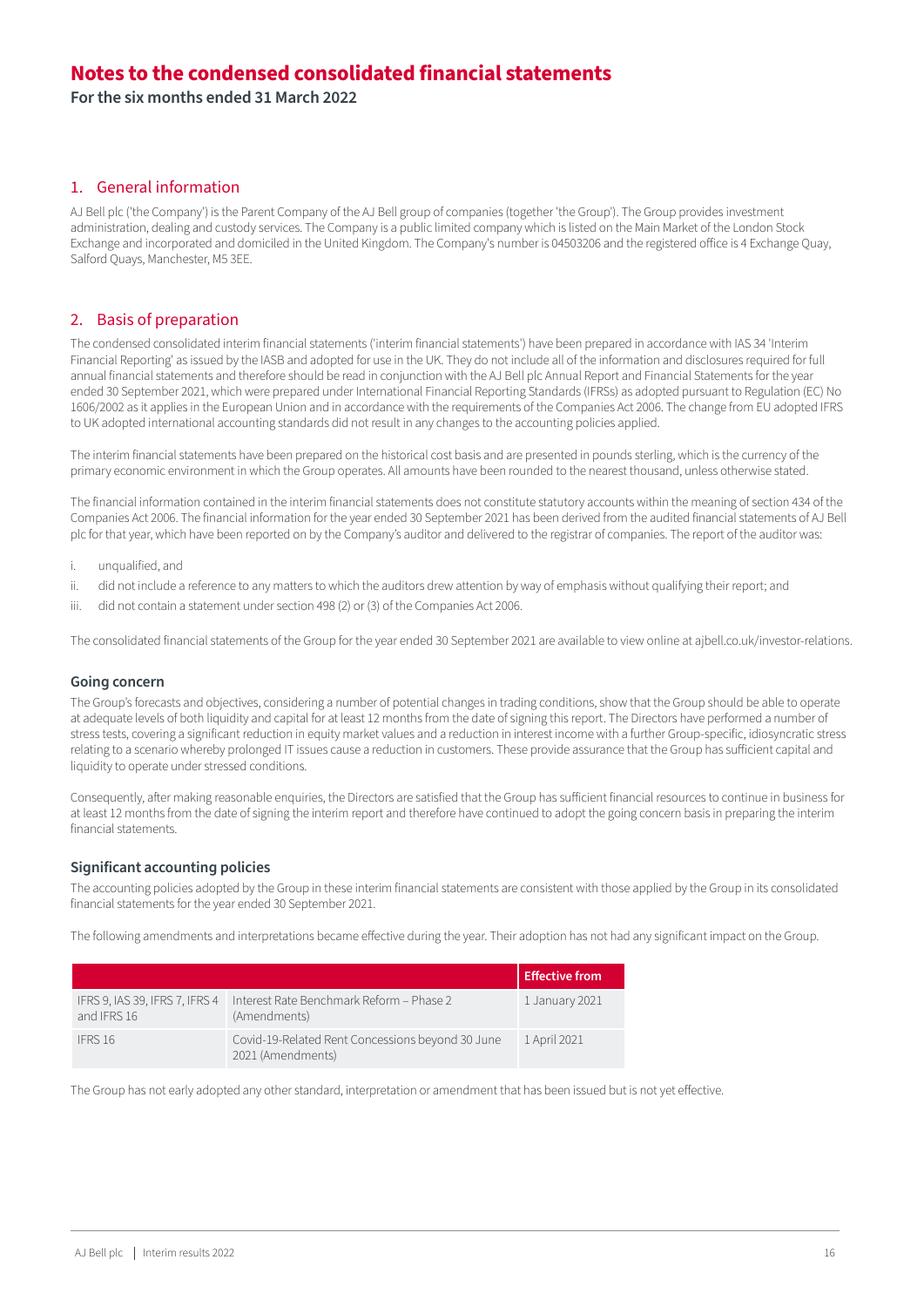# Notes to the condensed consolidated financial statements

**For the six months ended 31 March 2022**

## 1. General information

AJ Bell plc ('the Company') is the Parent Company of the AJ Bell group of companies (together 'the Group'). The Group provides investment administration, dealing and custody services. The Company is a public limited company which is listed on the Main Market of the London Stock Exchange and incorporated and domiciled in the United Kingdom. The Company's number is 04503206 and the registered office is 4 Exchange Quay, Salford Quays, Manchester, M5 3EE.

## 2. Basis of preparation

The condensed consolidated interim financial statements ('interim financial statements') have been prepared in accordance with IAS 34 'Interim Financial Reporting' as issued by the IASB and adopted for use in the UK. They do not include all of the information and disclosures required for full annual financial statements and therefore should be read in conjunction with the AJ Bell plc Annual Report and Financial Statements for the year ended 30 September 2021, which were prepared under International Financial Reporting Standards (IFRSs) as adopted pursuant to Regulation (EC) No 1606/2002 as it applies in the European Union and in accordance with the requirements of the Companies Act 2006. The change from EU adopted IFRS to UK adopted international accounting standards did not result in any changes to the accounting policies applied.

The interim financial statements have been prepared on the historical cost basis and are presented in pounds sterling, which is the currency of the primary economic environment in which the Group operates. All amounts have been rounded to the nearest thousand, unless otherwise stated.

The financial information contained in the interim financial statements does not constitute statutory accounts within the meaning of section 434 of the Companies Act 2006. The financial information for the year ended 30 September 2021 has been derived from the audited financial statements of AJ Bell plc for that year, which have been reported on by the Company's auditor and delivered to the registrar of companies. The report of the auditor was:

i. unqualified, and
ii. did not include a reference to any matters to which the auditors drew attention by way of emphasis without qualifying their report; and
iii. did not contain a statement under section 498 (2) or (3) of the Companies Act 2006.

The consolidated financial statements of the Group for the year ended 30 September 2021 are available to view online at ajbell.co.uk/investor-relations.

### Going concern

The Group's forecasts and objectives, considering a number of potential changes in trading conditions, show that the Group should be able to operate at adequate levels of both liquidity and capital for at least 12 months from the date of signing this report. The Directors have performed a number of stress tests, covering a significant reduction in equity market values and a reduction in interest income with a further Group-specific, idiosyncratic stress relating to a scenario whereby prolonged IT issues cause a reduction in customers. These provide assurance that the Group has sufficient capital and liquidity to operate under stressed conditions.

Consequently, after making reasonable enquiries, the Directors are satisfied that the Group has sufficient financial resources to continue in business for at least 12 months from the date of signing the interim report and therefore have continued to adopt the going concern basis in preparing the interim financial statements.

### Significant accounting policies

The accounting policies adopted by the Group in these interim financial statements are consistent with those applied by the Group in its consolidated financial statements for the year ended 30 September 2021.

The following amendments and interpretations became effective during the year. Their adoption has not had any significant impact on the Group.

| | | Effective from |
|---|---|---|
| IFRS 9, IAS 39, IFRS 7, IFRS 4 and IFRS 16 | Interest Rate Benchmark Reform – Phase 2 (Amendments) | 1 January 2021 |
| IFRS 16 | Covid-19-Related Rent Concessions beyond 30 June 2021 (Amendments) | 1 April 2021 |

The Group has not early adopted any other standard, interpretation or amendment that has been issued but is not yet effective.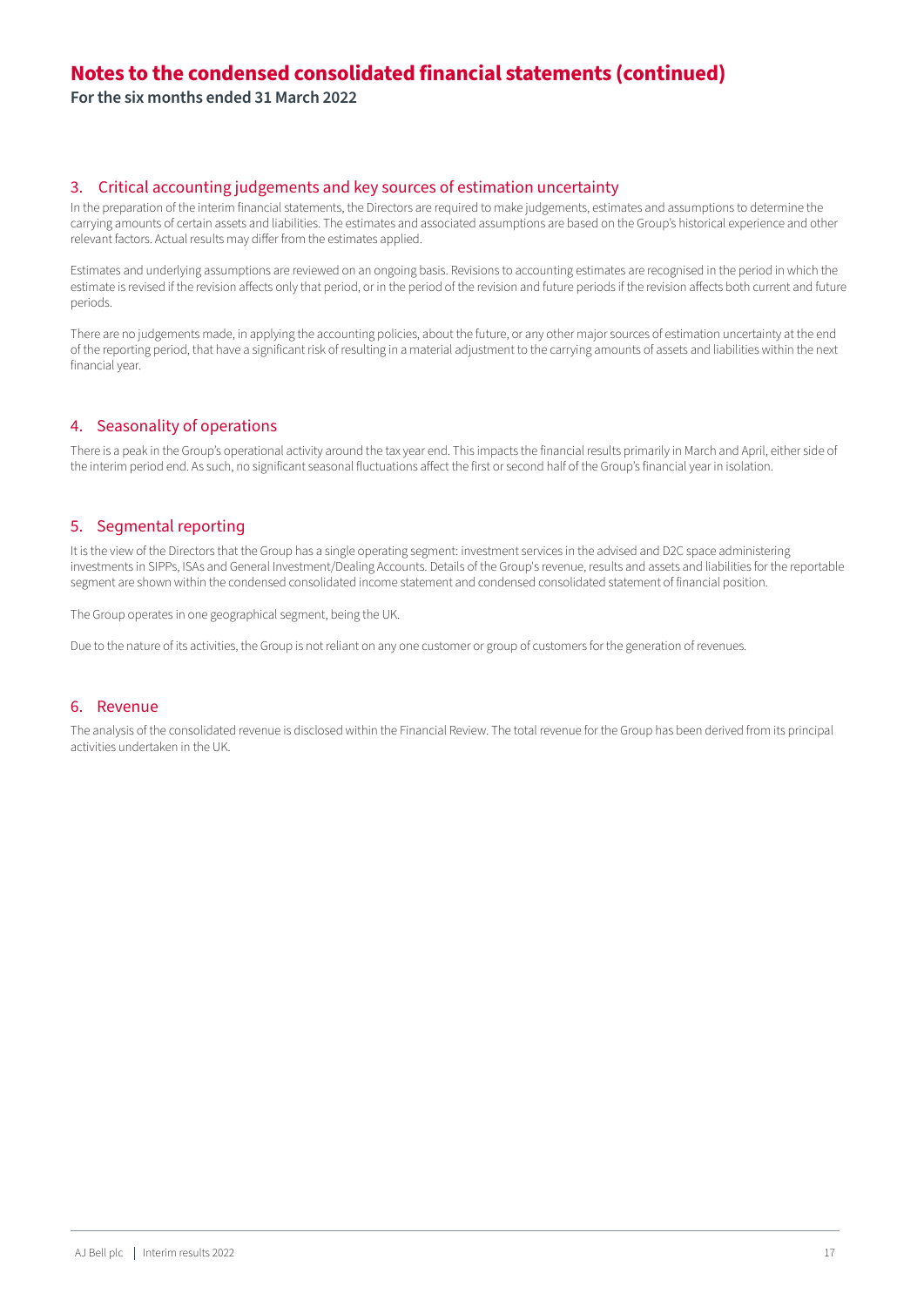# Notes to the condensed consolidated financial statements (continued)

**For the six months ended 31 March 2022**

## 3. Critical accounting judgements and key sources of estimation uncertainty

In the preparation of the interim financial statements, the Directors are required to make judgements, estimates and assumptions to determine the carrying amounts of certain assets and liabilities. The estimates and associated assumptions are based on the Group's historical experience and other relevant factors. Actual results may differ from the estimates applied.

Estimates and underlying assumptions are reviewed on an ongoing basis. Revisions to accounting estimates are recognised in the period in which the estimate is revised if the revision affects only that period, or in the period of the revision and future periods if the revision affects both current and future periods.

There are no judgements made, in applying the accounting policies, about the future, or any other major sources of estimation uncertainty at the end of the reporting period, that have a significant risk of resulting in a material adjustment to the carrying amounts of assets and liabilities within the next financial year.

## 4. Seasonality of operations

There is a peak in the Group's operational activity around the tax year end. This impacts the financial results primarily in March and April, either side of the interim period end. As such, no significant seasonal fluctuations affect the first or second half of the Group's financial year in isolation.

## 5. Segmental reporting

It is the view of the Directors that the Group has a single operating segment: investment services in the advised and D2C space administering investments in SIPPs, ISAs and General Investment/Dealing Accounts. Details of the Group's revenue, results and assets and liabilities for the reportable segment are shown within the condensed consolidated income statement and condensed consolidated statement of financial position.

The Group operates in one geographical segment, being the UK.

Due to the nature of its activities, the Group is not reliant on any one customer or group of customers for the generation of revenues.

## 6. Revenue

The analysis of the consolidated revenue is disclosed within the Financial Review. The total revenue for the Group has been derived from its principal activities undertaken in the UK.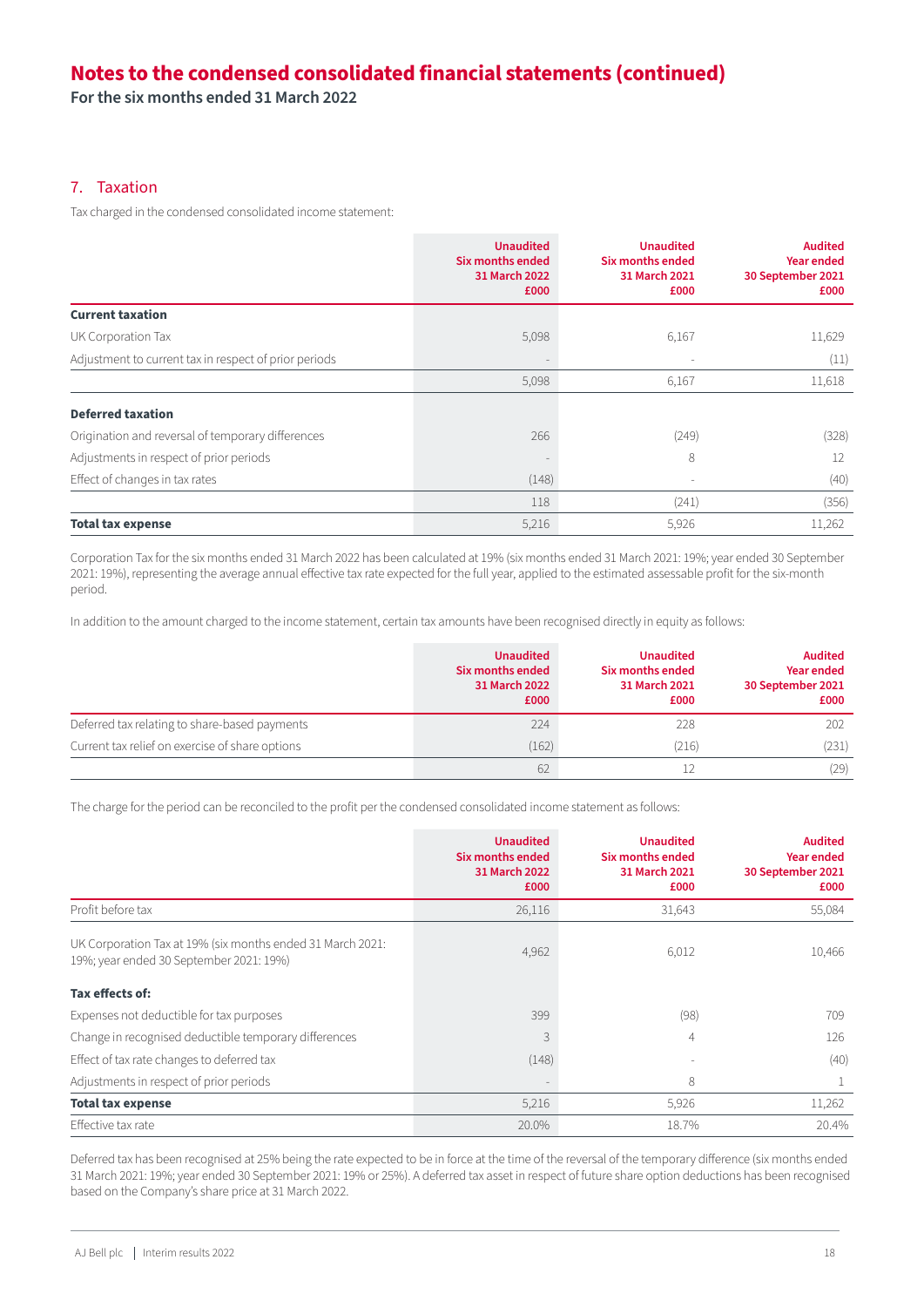# Notes to the condensed consolidated financial statements (continued)

**For the six months ended 31 March 2022**

## 7. Taxation

Tax charged in the condensed consolidated income statement:

| | Unaudited Six months ended 31 March 2022 £000 | Unaudited Six months ended 31 March 2021 £000 | Audited Year ended 30 September 2021 £000 |
|---|---|---|---|
| **Current taxation** | | | |
| UK Corporation Tax | 5,098 | 6,167 | 11,629 |
| Adjustment to current tax in respect of prior periods | - | - | (11) |
| | 5,098 | 6,167 | 11,618 |
| **Deferred taxation** | | | |
| Origination and reversal of temporary differences | 266 | (249) | (328) |
| Adjustments in respect of prior periods | - | 8 | 12 |
| Effect of changes in tax rates | (148) | - | (40) |
| | 118 | (241) | (356) |
| **Total tax expense** | 5,216 | 5,926 | 11,262 |

Corporation Tax for the six months ended 31 March 2022 has been calculated at 19% (six months ended 31 March 2021: 19%; year ended 30 September 2021: 19%), representing the average annual effective tax rate expected for the full year, applied to the estimated assessable profit for the six-month period.

In addition to the amount charged to the income statement, certain tax amounts have been recognised directly in equity as follows:

| | Unaudited Six months ended 31 March 2022 £000 | Unaudited Six months ended 31 March 2021 £000 | Audited Year ended 30 September 2021 £000 |
|---|---|---|---|
| Deferred tax relating to share-based payments | 224 | 228 | 202 |
| Current tax relief on exercise of share options | (162) | (216) | (231) |
| | 62 | 12 | (29) |

The charge for the period can be reconciled to the profit per the condensed consolidated income statement as follows:

| | Unaudited Six months ended 31 March 2022 £000 | Unaudited Six months ended 31 March 2021 £000 | Audited Year ended 30 September 2021 £000 |
|---|---|---|---|
| Profit before tax | 26,116 | 31,643 | 55,084 |
| UK Corporation Tax at 19% (six months ended 31 March 2021: 19%; year ended 30 September 2021: 19%) | 4,962 | 6,012 | 10,466 |
| **Tax effects of:** | | | |
| Expenses not deductible for tax purposes | 399 | (98) | 709 |
| Change in recognised deductible temporary differences | 3 | 4 | 126 |
| Effect of tax rate changes to deferred tax | (148) | - | (40) |
| Adjustments in respect of prior periods | - | 8 | 1 |
| **Total tax expense** | 5,216 | 5,926 | 11,262 |
| Effective tax rate | 20.0% | 18.7% | 20.4% |

Deferred tax has been recognised at 25% being the rate expected to be in force at the time of the reversal of the temporary difference (six months ended 31 March 2021: 19%; year ended 30 September 2021: 19% or 25%). A deferred tax asset in respect of future share option deductions has been recognised based on the Company's share price at 31 March 2022.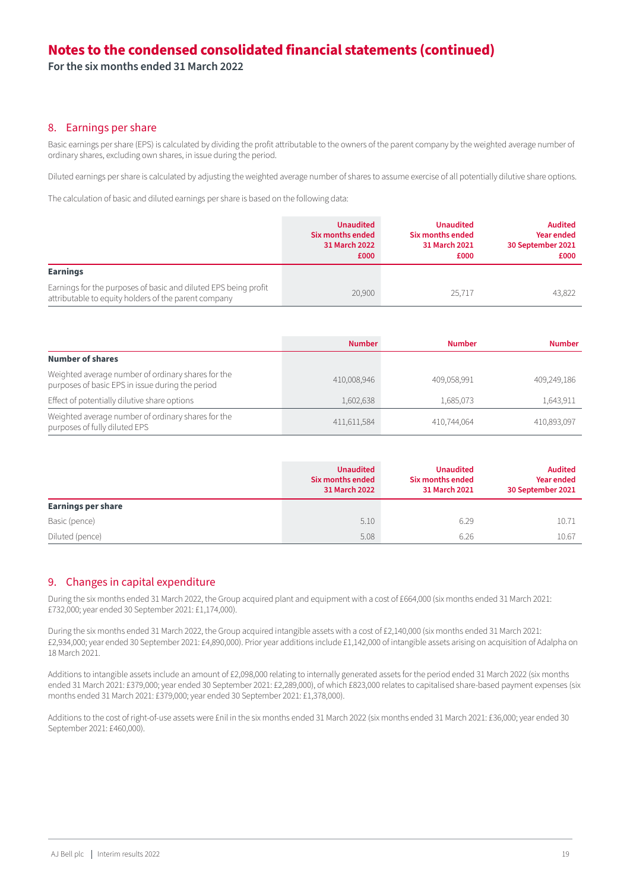# Notes to the condensed consolidated financial statements (continued)

**For the six months ended 31 March 2022**

## 8. Earnings per share

Basic earnings per share (EPS) is calculated by dividing the profit attributable to the owners of the parent company by the weighted average number of ordinary shares, excluding own shares, in issue during the period.

Diluted earnings per share is calculated by adjusting the weighted average number of shares to assume exercise of all potentially dilutive share options.

The calculation of basic and diluted earnings per share is based on the following data:

| | Unaudited Six months ended 31 March 2022 £000 | Unaudited Six months ended 31 March 2021 £000 | Audited Year ended 30 September 2021 £000 |
|---|---|---|---|
| **Earnings** | | | |
| Earnings for the purposes of basic and diluted EPS being profit attributable to equity holders of the parent company | 20,900 | 25,717 | 43,822 |

| | Number | Number | Number |
|---|---|---|---|
| **Number of shares** | | | |
| Weighted average number of ordinary shares for the purposes of basic EPS in issue during the period | 410,008,946 | 409,058,991 | 409,249,186 |
| Effect of potentially dilutive share options | 1,602,638 | 1,685,073 | 1,643,911 |
| Weighted average number of ordinary shares for the purposes of fully diluted EPS | 411,611,584 | 410,744,064 | 410,893,097 |

| | Unaudited Six months ended 31 March 2022 | Unaudited Six months ended 31 March 2021 | Audited Year ended 30 September 2021 |
|---|---|---|---|
| **Earnings per share** | | | |
| Basic (pence) | 5.10 | 6.29 | 10.71 |
| Diluted (pence) | 5.08 | 6.26 | 10.67 |

## 9. Changes in capital expenditure

During the six months ended 31 March 2022, the Group acquired plant and equipment with a cost of £664,000 (six months ended 31 March 2021: £732,000; year ended 30 September 2021: £1,174,000).

During the six months ended 31 March 2022, the Group acquired intangible assets with a cost of £2,140,000 (six months ended 31 March 2021: £2,934,000; year ended 30 September 2021: £4,890,000). Prior year additions include £1,142,000 of intangible assets arising on acquisition of Adalpha on 18 March 2021.

Additions to intangible assets include an amount of £2,098,000 relating to internally generated assets for the period ended 31 March 2022 (six months ended 31 March 2021: £379,000; year ended 30 September 2021: £2,289,000), of which £823,000 relates to capitalised share-based payment expenses (six months ended 31 March 2021: £379,000; year ended 30 September 2021: £1,378,000).

Additions to the cost of right-of-use assets were £nil in the six months ended 31 March 2022 (six months ended 31 March 2021: £36,000; year ended 30 September 2021: £460,000).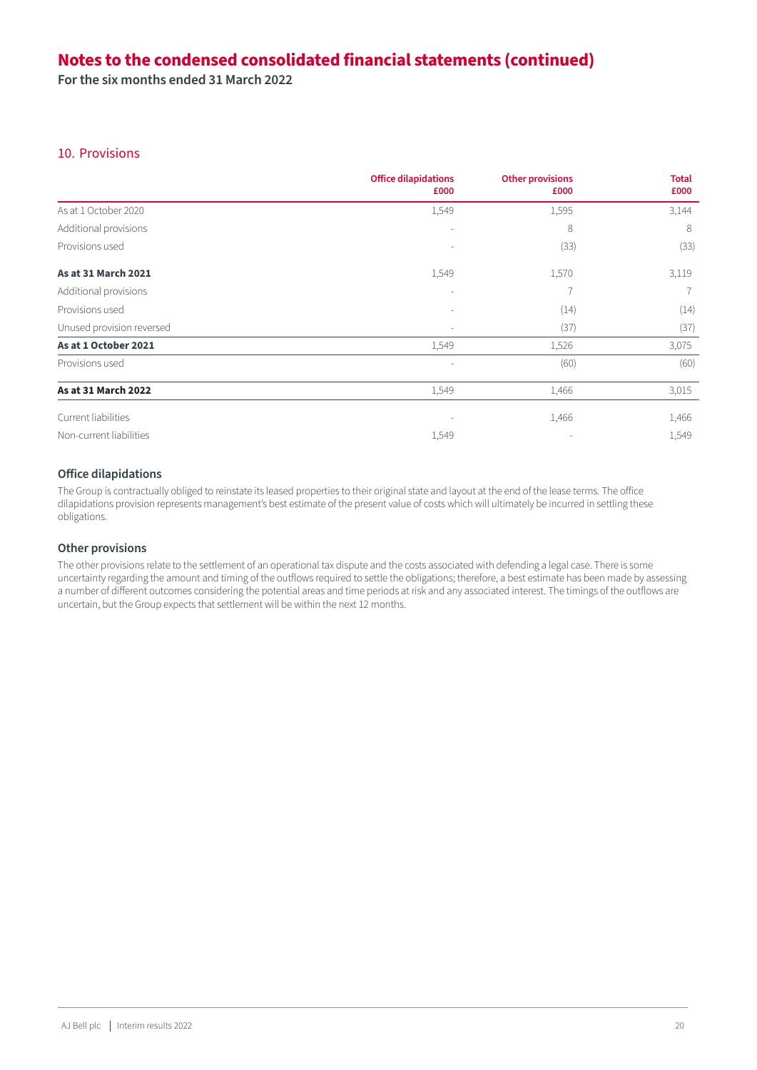# Notes to the condensed consolidated financial statements (continued)

**For the six months ended 31 March 2022**

## 10. Provisions

| | Office dilapidations £000 | Other provisions £000 | Total £000 |
|---|---|---|---|
| As at 1 October 2020 | 1,549 | 1,595 | 3,144 |
| Additional provisions | - | 8 | 8 |
| Provisions used | - | (33) | (33) |
| **As at 31 March 2021** | 1,549 | 1,570 | 3,119 |
| Additional provisions | - | 7 | 7 |
| Provisions used | - | (14) | (14) |
| Unused provision reversed | - | (37) | (37) |
| **As at 1 October 2021** | 1,549 | 1,526 | 3,075 |
| Provisions used | - | (60) | (60) |
| **As at 31 March 2022** | 1,549 | 1,466 | 3,015 |
| Current liabilities | - | 1,466 | 1,466 |
| Non-current liabilities | 1,549 | - | 1,549 |

### Office dilapidations

The Group is contractually obliged to reinstate its leased properties to their original state and layout at the end of the lease terms. The office dilapidations provision represents management's best estimate of the present value of costs which will ultimately be incurred in settling these obligations.

### Other provisions

The other provisions relate to the settlement of an operational tax dispute and the costs associated with defending a legal case. There is some uncertainty regarding the amount and timing of the outflows required to settle the obligations; therefore, a best estimate has been made by assessing a number of different outcomes considering the potential areas and time periods at risk and any associated interest. The timings of the outflows are uncertain, but the Group expects that settlement will be within the next 12 months.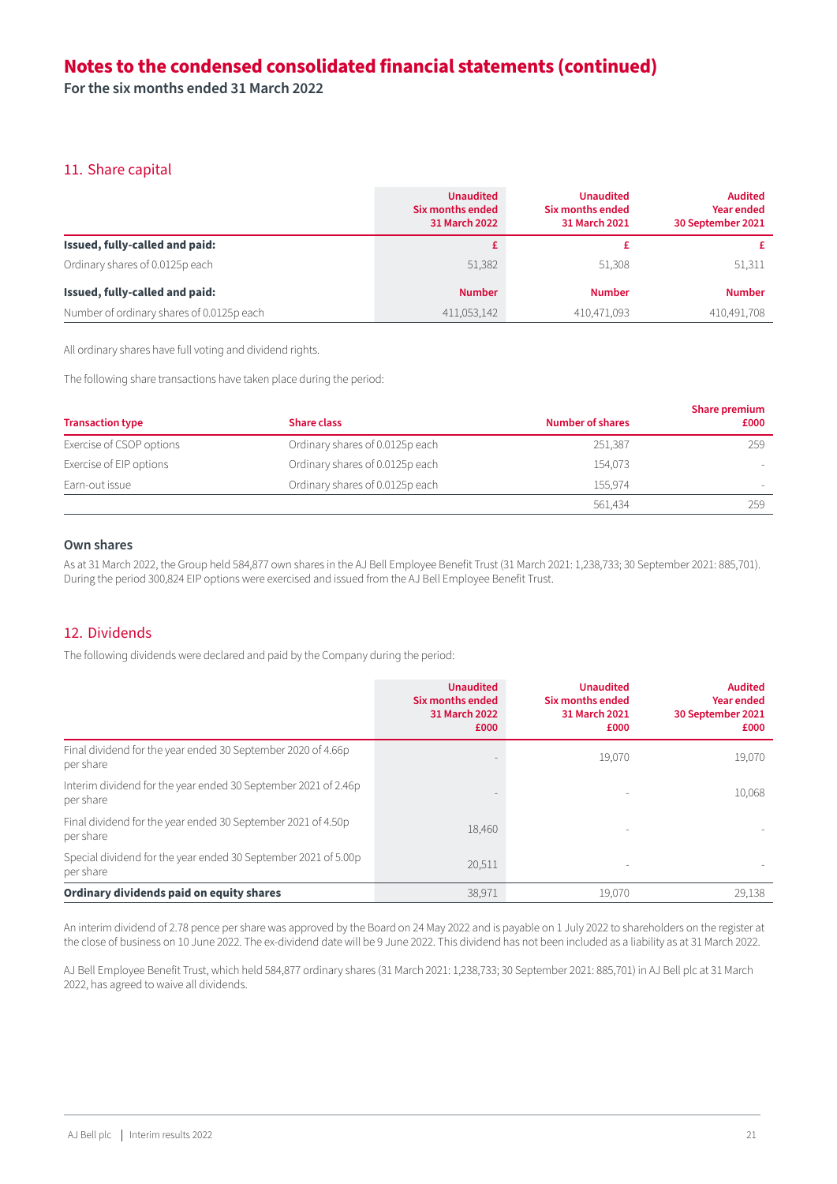# Notes to the condensed consolidated financial statements (continued)

**For the six months ended 31 March 2022**

## 11. Share capital

| | Unaudited Six months ended 31 March 2022 | Unaudited Six months ended 31 March 2021 | Audited Year ended 30 September 2021 |
|---|---|---|---|
| **Issued, fully-called and paid:** | **£** | **£** | **£** |
| Ordinary shares of 0.0125p each | 51,382 | 51,308 | 51,311 |
| **Issued, fully-called and paid:** | **Number** | **Number** | **Number** |
| Number of ordinary shares of 0.0125p each | 411,053,142 | 410,471,093 | 410,491,708 |

All ordinary shares have full voting and dividend rights.

The following share transactions have taken place during the period:

| Transaction type | Share class | Number of shares | Share premium £000 |
|---|---|---|---|
| Exercise of CSOP options | Ordinary shares of 0.0125p each | 251,387 | 259 |
| Exercise of EIP options | Ordinary shares of 0.0125p each | 154,073 | - |
| Earn-out issue | Ordinary shares of 0.0125p each | 155,974 | - |
| | | 561,434 | 259 |

### Own shares

As at 31 March 2022, the Group held 584,877 own shares in the AJ Bell Employee Benefit Trust (31 March 2021: 1,238,733; 30 September 2021: 885,701). During the period 300,824 EIP options were exercised and issued from the AJ Bell Employee Benefit Trust.

## 12. Dividends

The following dividends were declared and paid by the Company during the period:

| | Unaudited Six months ended 31 March 2022 £000 | Unaudited Six months ended 31 March 2021 £000 | Audited Year ended 30 September 2021 £000 |
|---|---|---|---|
| Final dividend for the year ended 30 September 2020 of 4.66p per share | - | 19,070 | 19,070 |
| Interim dividend for the year ended 30 September 2021 of 2.46p per share | - | - | 10,068 |
| Final dividend for the year ended 30 September 2021 of 4.50p per share | 18,460 | - | - |
| Special dividend for the year ended 30 September 2021 of 5.00p per share | 20,511 | - | - |
| **Ordinary dividends paid on equity shares** | 38,971 | 19,070 | 29,138 |

An interim dividend of 2.78 pence per share was approved by the Board on 24 May 2022 and is payable on 1 July 2022 to shareholders on the register at the close of business on 10 June 2022. The ex-dividend date will be 9 June 2022. This dividend has not been included as a liability as at 31 March 2022.

AJ Bell Employee Benefit Trust, which held 584,877 ordinary shares (31 March 2021: 1,238,733; 30 September 2021: 885,701) in AJ Bell plc at 31 March 2022, has agreed to waive all dividends.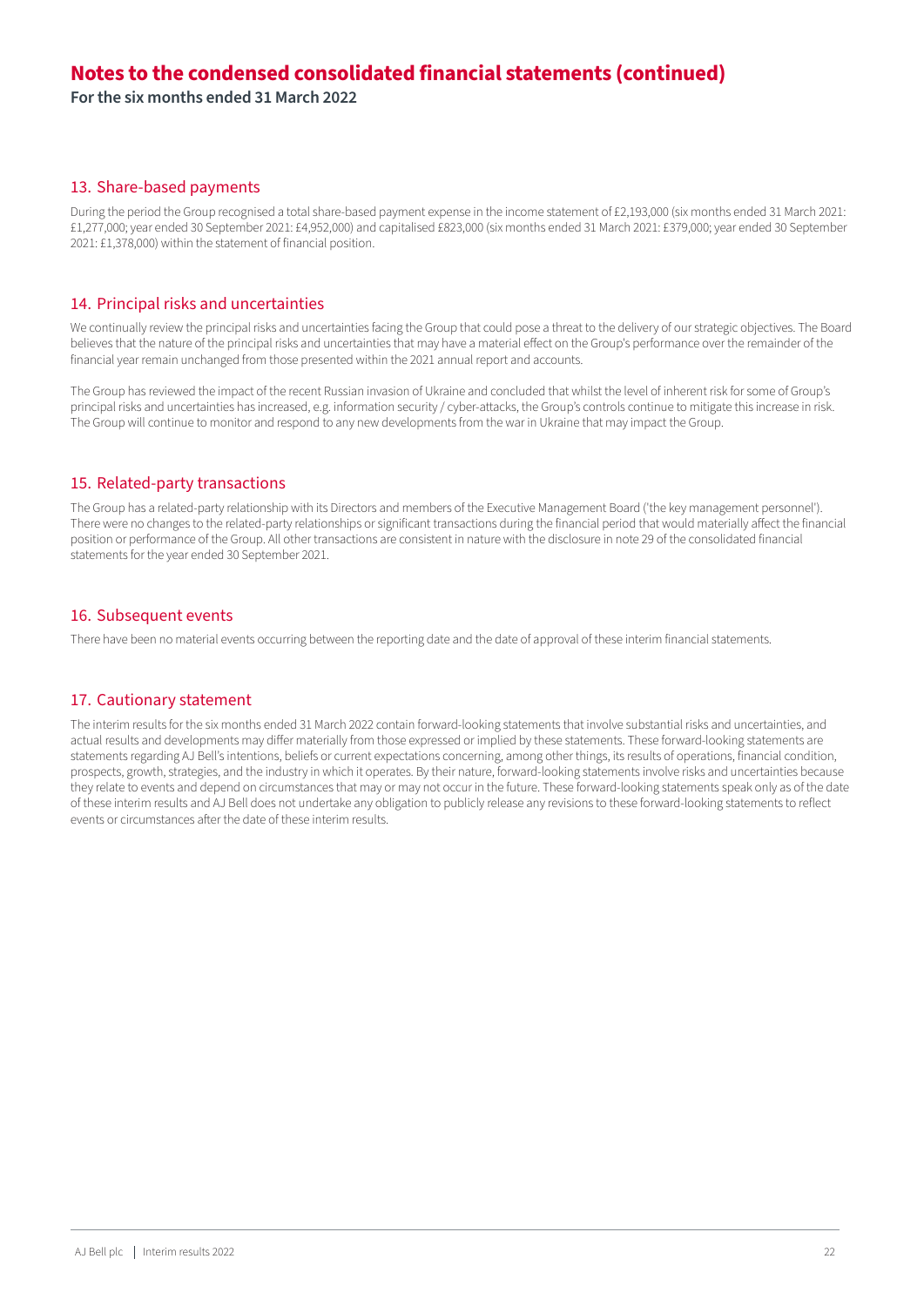# Notes to the condensed consolidated financial statements (continued)

**For the six months ended 31 March 2022**

## 13. Share-based payments

During the period the Group recognised a total share-based payment expense in the income statement of £2,193,000 (six months ended 31 March 2021: £1,277,000; year ended 30 September 2021: £4,952,000) and capitalised £823,000 (six months ended 31 March 2021: £379,000; year ended 30 September 2021: £1,378,000) within the statement of financial position.

## 14. Principal risks and uncertainties

We continually review the principal risks and uncertainties facing the Group that could pose a threat to the delivery of our strategic objectives. The Board believes that the nature of the principal risks and uncertainties that may have a material effect on the Group's performance over the remainder of the financial year remain unchanged from those presented within the 2021 annual report and accounts.

The Group has reviewed the impact of the recent Russian invasion of Ukraine and concluded that whilst the level of inherent risk for some of Group's principal risks and uncertainties has increased, e.g. information security / cyber-attacks, the Group's controls continue to mitigate this increase in risk. The Group will continue to monitor and respond to any new developments from the war in Ukraine that may impact the Group.

## 15. Related-party transactions

The Group has a related-party relationship with its Directors and members of the Executive Management Board ('the key management personnel'). There were no changes to the related-party relationships or significant transactions during the financial period that would materially affect the financial position or performance of the Group. All other transactions are consistent in nature with the disclosure in note 29 of the consolidated financial statements for the year ended 30 September 2021.

## 16. Subsequent events

There have been no material events occurring between the reporting date and the date of approval of these interim financial statements.

## 17. Cautionary statement

The interim results for the six months ended 31 March 2022 contain forward-looking statements that involve substantial risks and uncertainties, and actual results and developments may differ materially from those expressed or implied by these statements. These forward-looking statements are statements regarding AJ Bell's intentions, beliefs or current expectations concerning, among other things, its results of operations, financial condition, prospects, growth, strategies, and the industry in which it operates. By their nature, forward-looking statements involve risks and uncertainties because they relate to events and depend on circumstances that may or may not occur in the future. These forward-looking statements speak only as of the date of these interim results and AJ Bell does not undertake any obligation to publicly release any revisions to these forward-looking statements to reflect events or circumstances after the date of these interim results.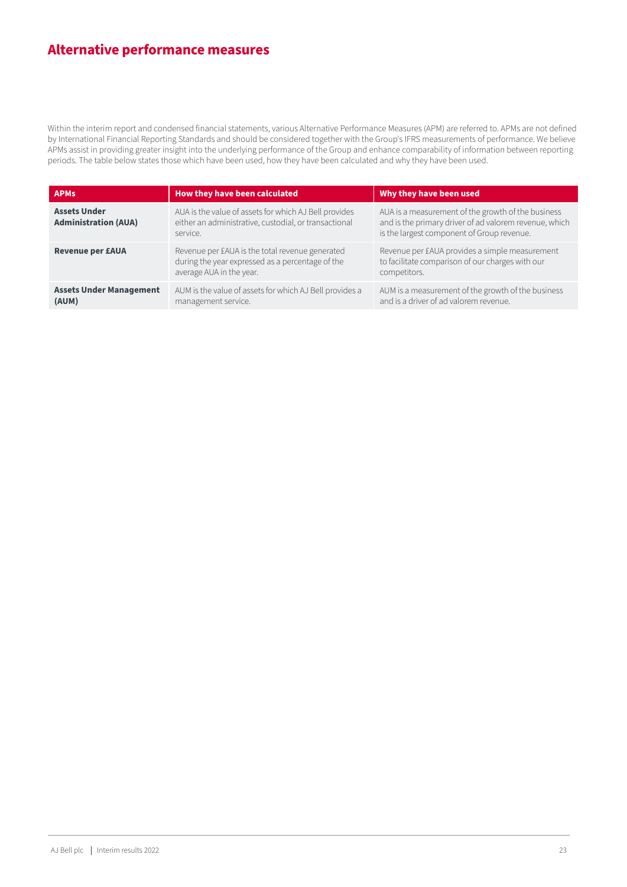# Alternative performance measures

Within the interim report and condensed financial statements, various Alternative Performance Measures (APM) are referred to. APMs are not defined by International Financial Reporting Standards and should be considered together with the Group's IFRS measurements of performance. We believe APMs assist in providing greater insight into the underlying performance of the Group and enhance comparability of information between reporting periods. The table below states those which have been used, how they have been calculated and why they have been used.

| APMs | How they have been calculated | Why they have been used |
| --- | --- | --- |
| **Assets Under Administration (AUA)** | AUA is the value of assets for which AJ Bell provides either an administrative, custodial, or transactional service. | AUA is a measurement of the growth of the business and is the primary driver of ad valorem revenue, which is the largest component of Group revenue. |
| **Revenue per £AUA** | Revenue per £AUA is the total revenue generated during the year expressed as a percentage of the average AUA in the year. | Revenue per £AUA provides a simple measurement to facilitate comparison of our charges with our competitors. |
| **Assets Under Management (AUM)** | AUM is the value of assets for which AJ Bell provides a management service. | AUM is a measurement of the growth of the business and is a driver of ad valorem revenue. |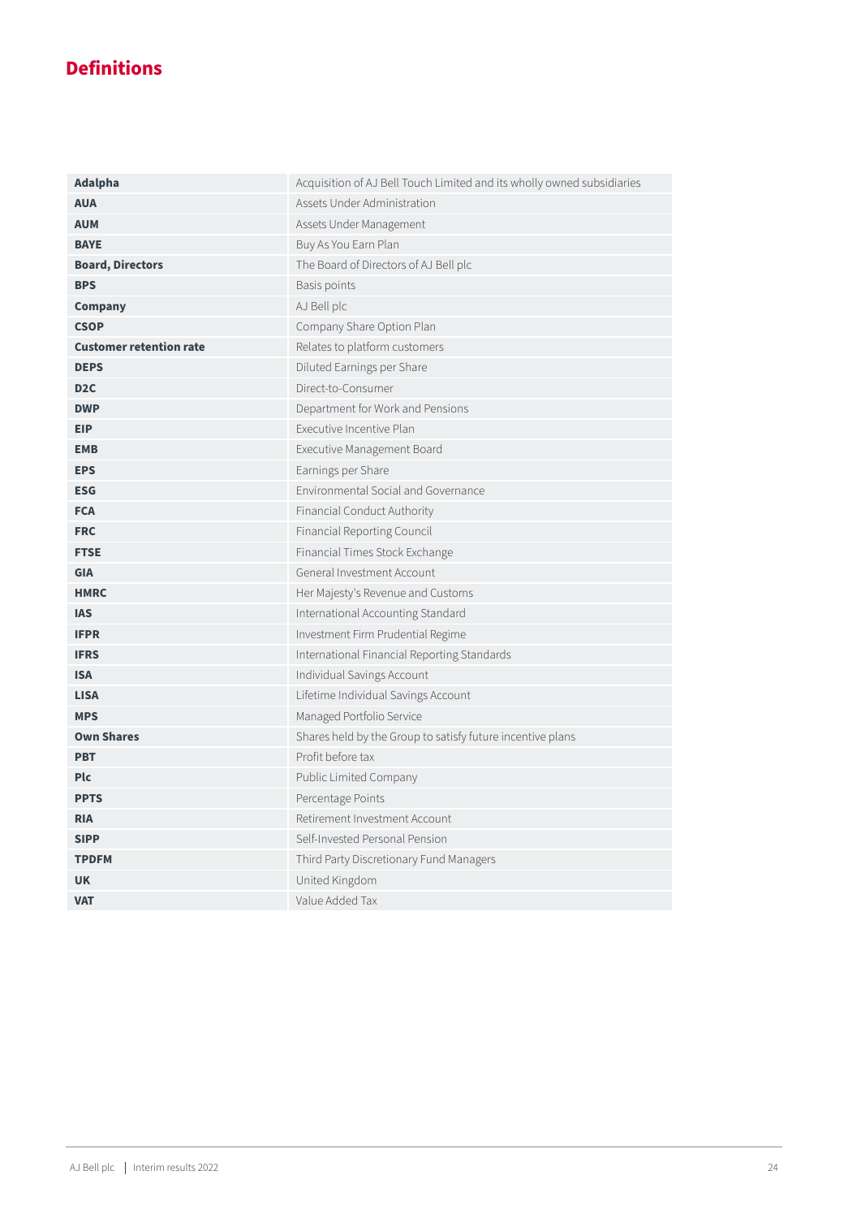# Definitions

| | |
|---|---|
| **Adalpha** | Acquisition of AJ Bell Touch Limited and its wholly owned subsidiaries |
| **AUA** | Assets Under Administration |
| **AUM** | Assets Under Management |
| **BAYE** | Buy As You Earn Plan |
| **Board, Directors** | The Board of Directors of AJ Bell plc |
| **BPS** | Basis points |
| **Company** | AJ Bell plc |
| **CSOP** | Company Share Option Plan |
| **Customer retention rate** | Relates to platform customers |
| **DEPS** | Diluted Earnings per Share |
| **D2C** | Direct-to-Consumer |
| **DWP** | Department for Work and Pensions |
| **EIP** | Executive Incentive Plan |
| **EMB** | Executive Management Board |
| **EPS** | Earnings per Share |
| **ESG** | Environmental Social and Governance |
| **FCA** | Financial Conduct Authority |
| **FRC** | Financial Reporting Council |
| **FTSE** | Financial Times Stock Exchange |
| **GIA** | General Investment Account |
| **HMRC** | Her Majesty's Revenue and Customs |
| **IAS** | International Accounting Standard |
| **IFPR** | Investment Firm Prudential Regime |
| **IFRS** | International Financial Reporting Standards |
| **ISA** | Individual Savings Account |
| **LISA** | Lifetime Individual Savings Account |
| **MPS** | Managed Portfolio Service |
| **Own Shares** | Shares held by the Group to satisfy future incentive plans |
| **PBT** | Profit before tax |
| **Plc** | Public Limited Company |
| **PPTS** | Percentage Points |
| **RIA** | Retirement Investment Account |
| **SIPP** | Self-Invested Personal Pension |
| **TPDFM** | Third Party Discretionary Fund Managers |
| **UK** | United Kingdom |
| **VAT** | Value Added Tax |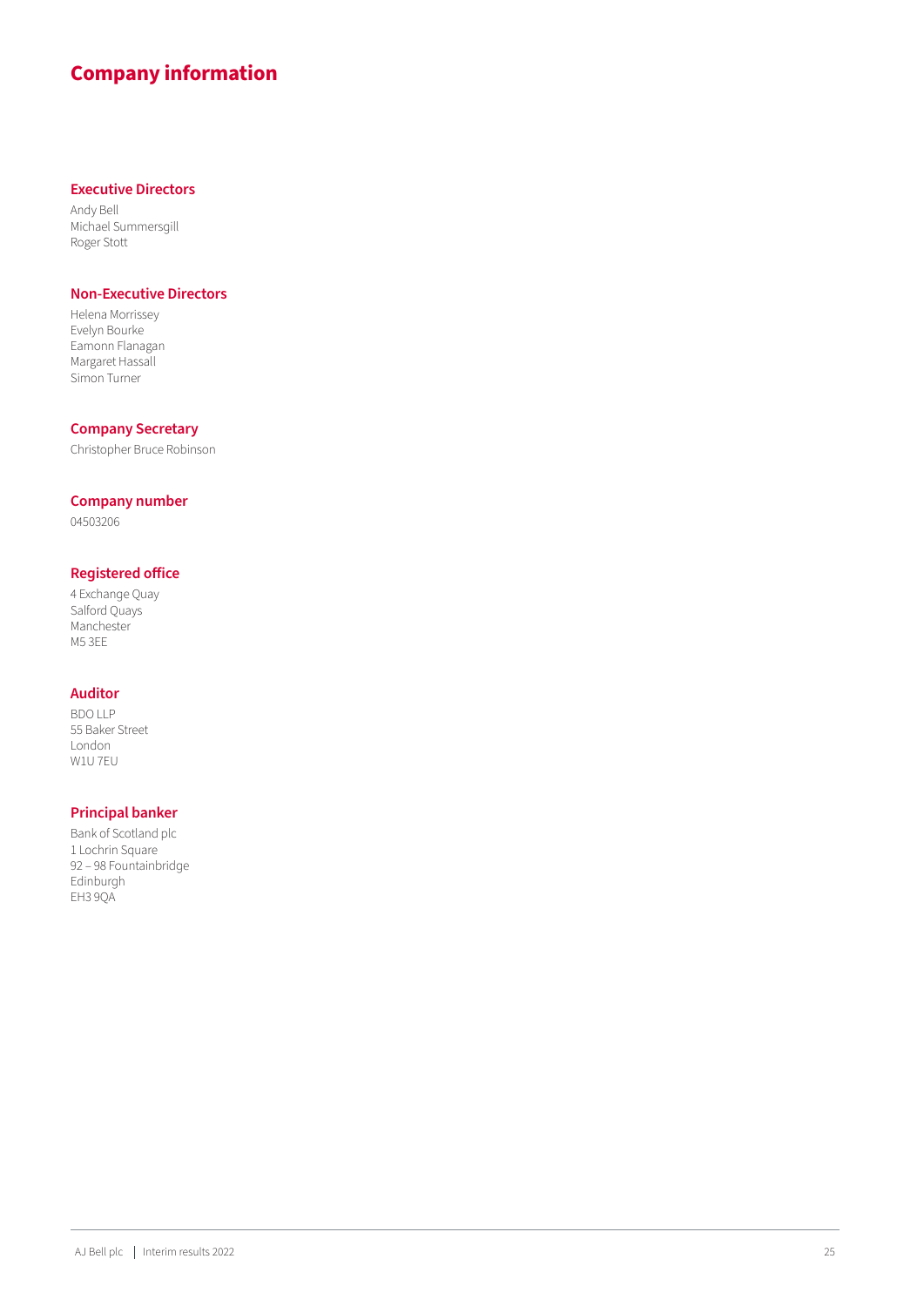# Company information

## Executive Directors

Andy Bell
Michael Summersgill
Roger Stott

## Non-Executive Directors

Helena Morrissey
Evelyn Bourke
Eamonn Flanagan
Margaret Hassall
Simon Turner

## Company Secretary

Christopher Bruce Robinson

## Company number

04503206

## Registered office

4 Exchange Quay
Salford Quays
Manchester
M5 3EE

## Auditor

BDO LLP
55 Baker Street
London
W1U 7EU

## Principal banker

Bank of Scotland plc
1 Lochrin Square
92 – 98 Fountainbridge
Edinburgh
EH3 9QA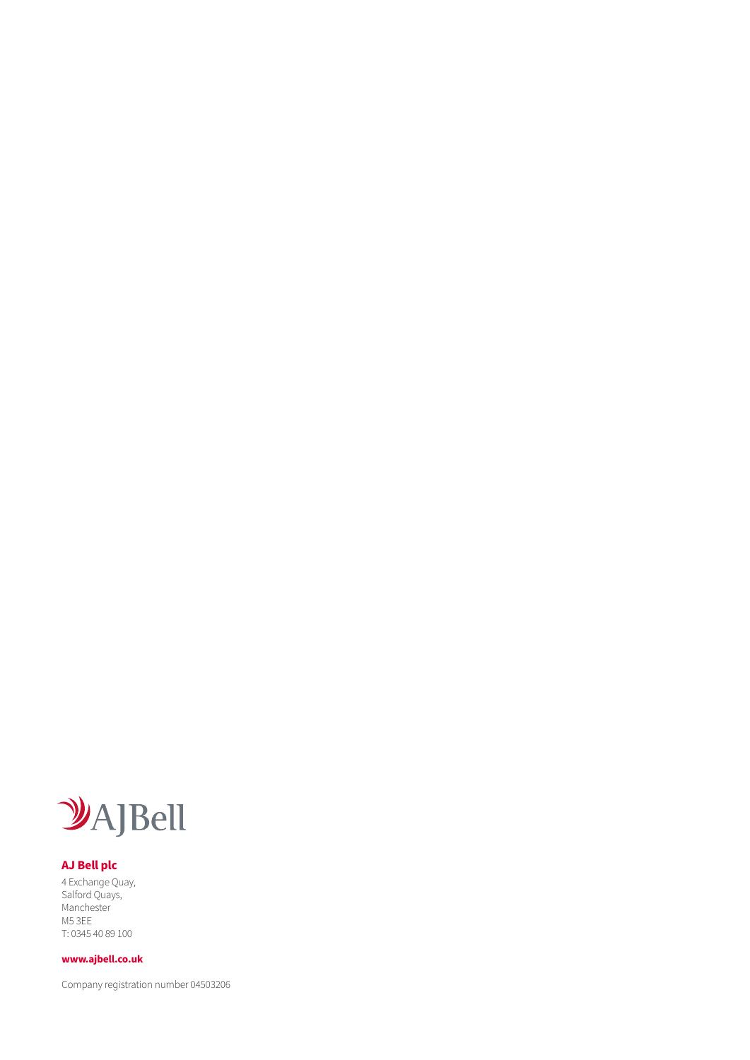AJBell

**AJ Bell plc**

4 Exchange Quay,
Salford Quays,
Manchester
M5 3EE
T: 0345 40 89 100

**www.ajbell.co.uk**

Company registration number 04503206